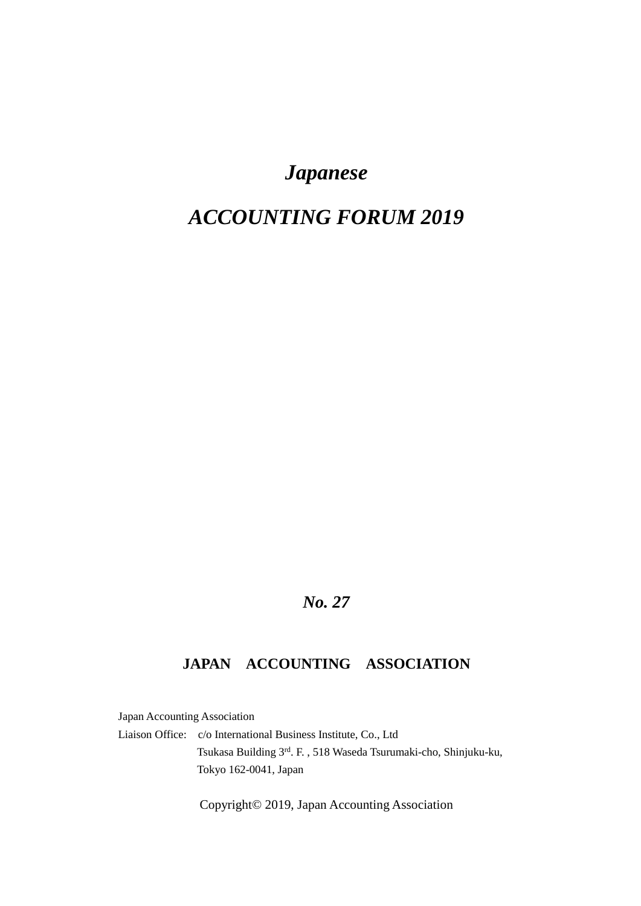# *Japanese*

# *ACCOUNTING FORUM 2019*

***No. 27***

**JAPAN ACCOUNTING ASSOCIATION**

Japan Accounting Association
Liaison Office: c/o International Business Institute, Co., Ltd
Tsukasa Building 3rd. F. , 518 Waseda Tsurumaki-cho, Shinjuku-ku,
Tokyo 162-0041, Japan

Copyright© 2019, Japan Accounting Association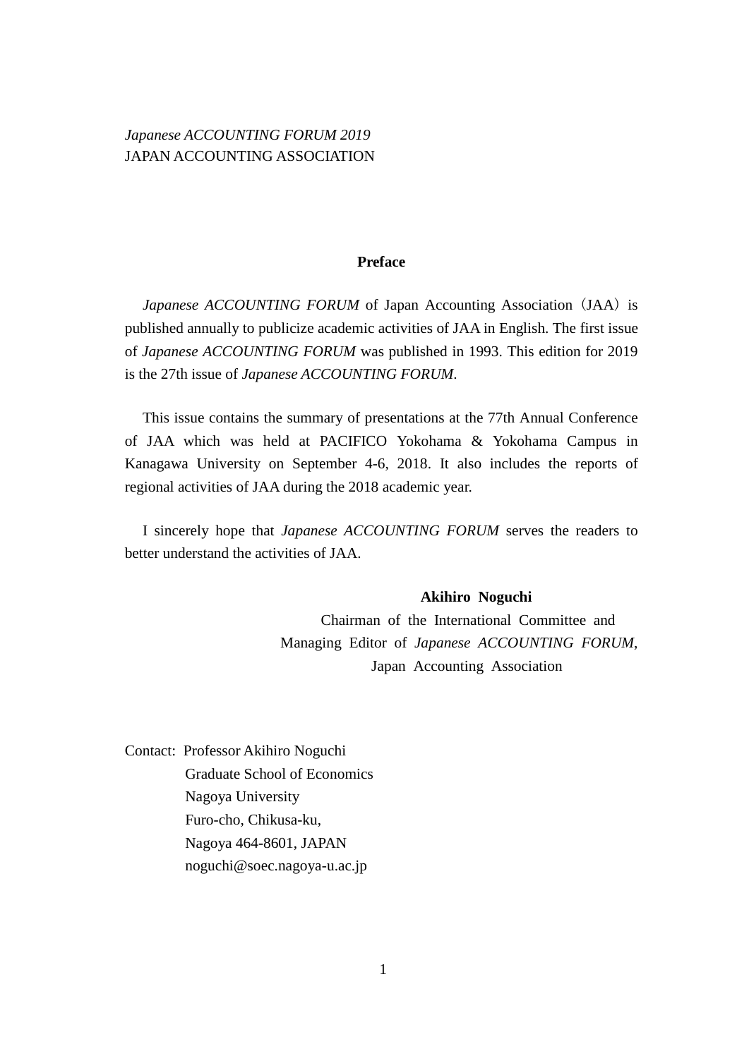*Japanese ACCOUNTING FORUM 2019*
JAPAN ACCOUNTING ASSOCIATION

## Preface

*Japanese ACCOUNTING FORUM* of Japan Accounting Association（JAA）is published annually to publicize academic activities of JAA in English. The first issue of *Japanese ACCOUNTING FORUM* was published in 1993. This edition for 2019 is the 27th issue of *Japanese ACCOUNTING FORUM*.

This issue contains the summary of presentations at the 77th Annual Conference of JAA which was held at PACIFICO Yokohama & Yokohama Campus in Kanagawa University on September 4-6, 2018. It also includes the reports of regional activities of JAA during the 2018 academic year.

I sincerely hope that *Japanese ACCOUNTING FORUM* serves the readers to better understand the activities of JAA.

**Akihiro Noguchi**
Chairman of the International Committee and
Managing Editor of *Japanese ACCOUNTING FORUM*,
Japan Accounting Association

Contact: Professor Akihiro Noguchi
Graduate School of Economics
Nagoya University
Furo-cho, Chikusa-ku,
Nagoya 464-8601, JAPAN
noguchi@soec.nagoya-u.ac.jp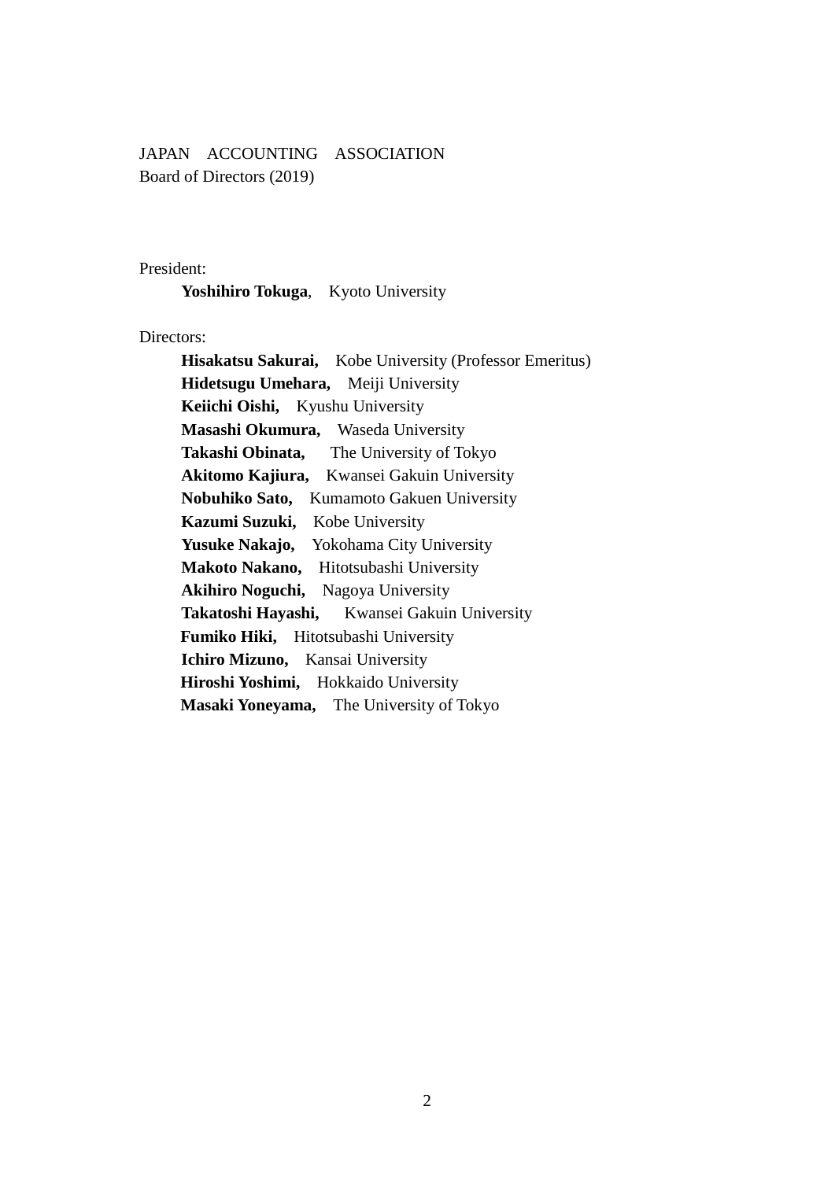JAPAN ACCOUNTING ASSOCIATION
Board of Directors (2019)

President:

**Yoshihiro Tokuga**, Kyoto University

Directors:

**Hisakatsu Sakurai,** Kobe University (Professor Emeritus)
**Hidetsugu Umehara,** Meiji University
**Keiichi Oishi,** Kyushu University
**Masashi Okumura,** Waseda University
**Takashi Obinata,** The University of Tokyo
**Akitomo Kajiura,** Kwansei Gakuin University
**Nobuhiko Sato,** Kumamoto Gakuen University
**Kazumi Suzuki,** Kobe University
**Yusuke Nakajo,** Yokohama City University
**Makoto Nakano,** Hitotsubashi University
**Akihiro Noguchi,** Nagoya University
**Takatoshi Hayashi,** Kwansei Gakuin University
**Fumiko Hiki,** Hitotsubashi University
**Ichiro Mizuno,** Kansai University
**Hiroshi Yoshimi,** Hokkaido University
**Masaki Yoneyama,** The University of Tokyo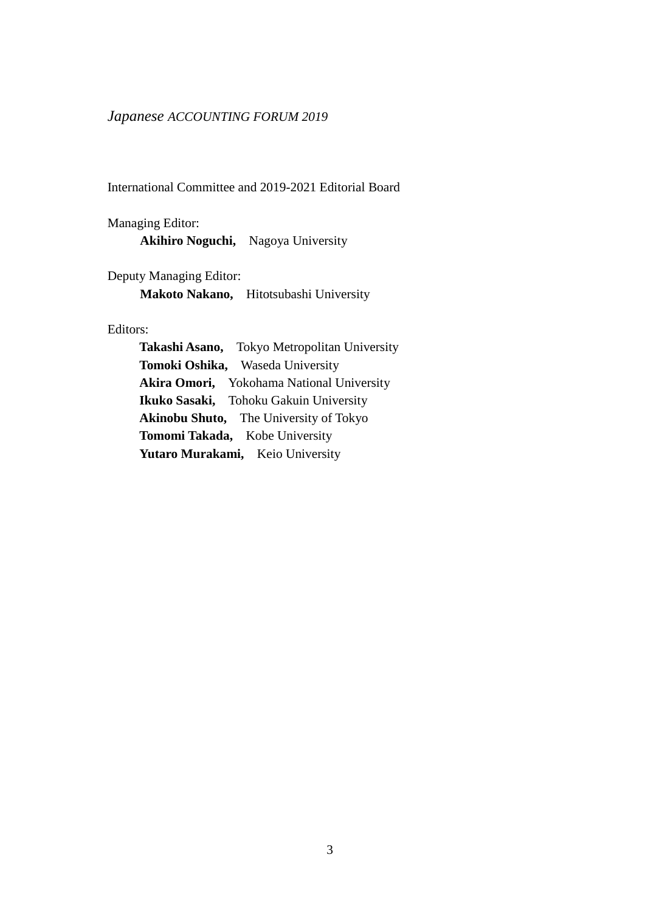*Japanese ACCOUNTING FORUM 2019*

International Committee and 2019-2021 Editorial Board

Managing Editor:

**Akihiro Noguchi,** Nagoya University

Deputy Managing Editor:

**Makoto Nakano,** Hitotsubashi University

Editors:

**Takashi Asano,** Tokyo Metropolitan University
**Tomoki Oshika,** Waseda University
**Akira Omori,** Yokohama National University
**Ikuko Sasaki,** Tohoku Gakuin University
**Akinobu Shuto,** The University of Tokyo
**Tomomi Takada,** Kobe University
**Yutaro Murakami,** Keio University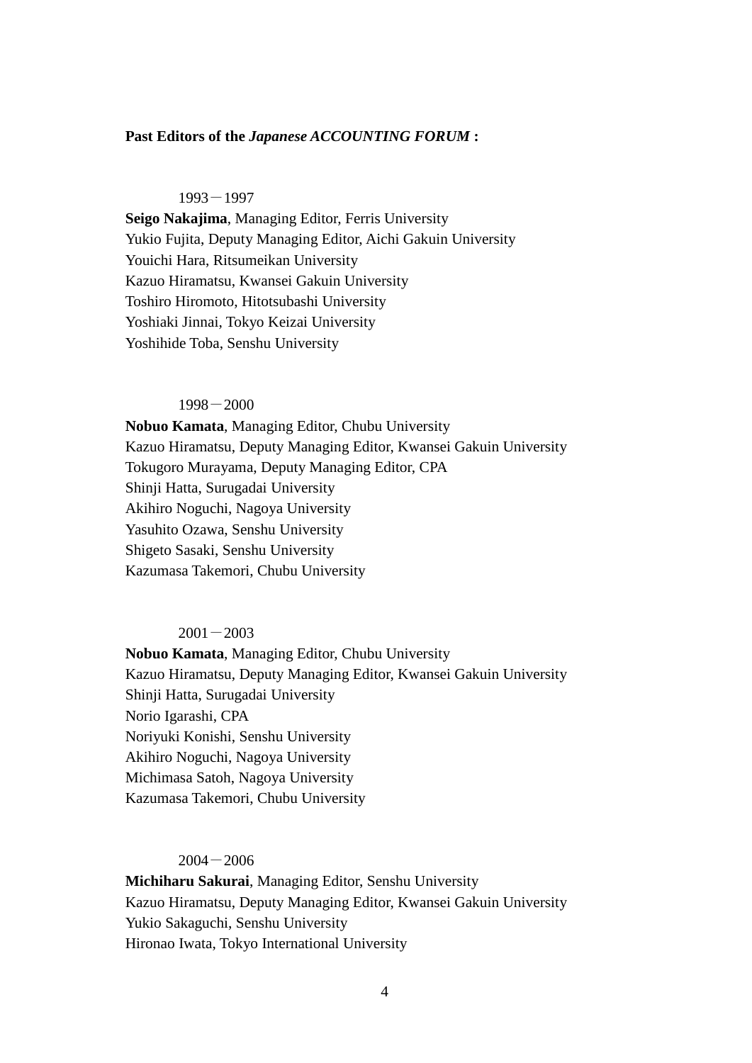**Past Editors of the *Japanese ACCOUNTING FORUM* :**

1993－1997

**Seigo Nakajima**, Managing Editor, Ferris University
Yukio Fujita, Deputy Managing Editor, Aichi Gakuin University
Youichi Hara, Ritsumeikan University
Kazuo Hiramatsu, Kwansei Gakuin University
Toshiro Hiromoto, Hitotsubashi University
Yoshiaki Jinnai, Tokyo Keizai University
Yoshihide Toba, Senshu University

1998－2000

**Nobuo Kamata**, Managing Editor, Chubu University
Kazuo Hiramatsu, Deputy Managing Editor, Kwansei Gakuin University
Tokugoro Murayama, Deputy Managing Editor, CPA
Shinji Hatta, Surugadai University
Akihiro Noguchi, Nagoya University
Yasuhito Ozawa, Senshu University
Shigeto Sasaki, Senshu University
Kazumasa Takemori, Chubu University

2001－2003

**Nobuo Kamata**, Managing Editor, Chubu University
Kazuo Hiramatsu, Deputy Managing Editor, Kwansei Gakuin University
Shinji Hatta, Surugadai University
Norio Igarashi, CPA
Noriyuki Konishi, Senshu University
Akihiro Noguchi, Nagoya University
Michimasa Satoh, Nagoya University
Kazumasa Takemori, Chubu University

2004－2006

**Michiharu Sakurai**, Managing Editor, Senshu University
Kazuo Hiramatsu, Deputy Managing Editor, Kwansei Gakuin University
Yukio Sakaguchi, Senshu University
Hironao Iwata, Tokyo International University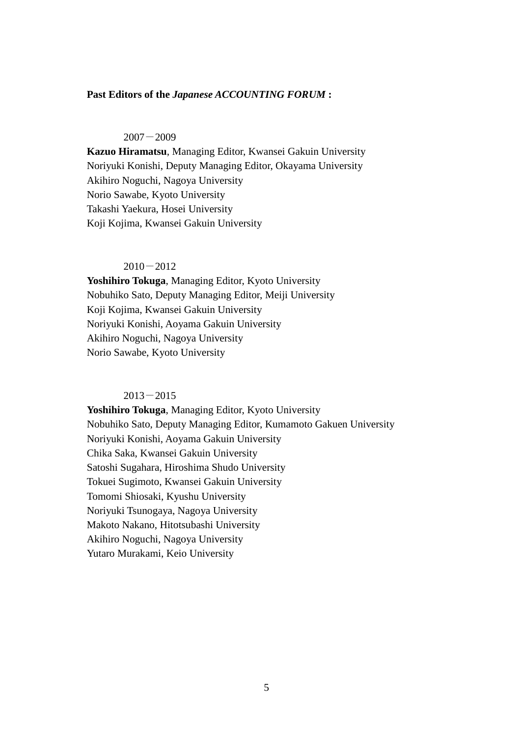**Past Editors of the *Japanese ACCOUNTING FORUM* :**

2007－2009

**Kazuo Hiramatsu**, Managing Editor, Kwansei Gakuin University
Noriyuki Konishi, Deputy Managing Editor, Okayama University
Akihiro Noguchi, Nagoya University
Norio Sawabe, Kyoto University
Takashi Yaekura, Hosei University
Koji Kojima, Kwansei Gakuin University

2010－2012

**Yoshihiro Tokuga**, Managing Editor, Kyoto University
Nobuhiko Sato, Deputy Managing Editor, Meiji University
Koji Kojima, Kwansei Gakuin University
Noriyuki Konishi, Aoyama Gakuin University
Akihiro Noguchi, Nagoya University
Norio Sawabe, Kyoto University

2013－2015

**Yoshihiro Tokuga**, Managing Editor, Kyoto University
Nobuhiko Sato, Deputy Managing Editor, Kumamoto Gakuen University
Noriyuki Konishi, Aoyama Gakuin University
Chika Saka, Kwansei Gakuin University
Satoshi Sugahara, Hiroshima Shudo University
Tokuei Sugimoto, Kwansei Gakuin University
Tomomi Shiosaki, Kyushu University
Noriyuki Tsunogaya, Nagoya University
Makoto Nakano, Hitotsubashi University
Akihiro Noguchi, Nagoya University
Yutaro Murakami, Keio University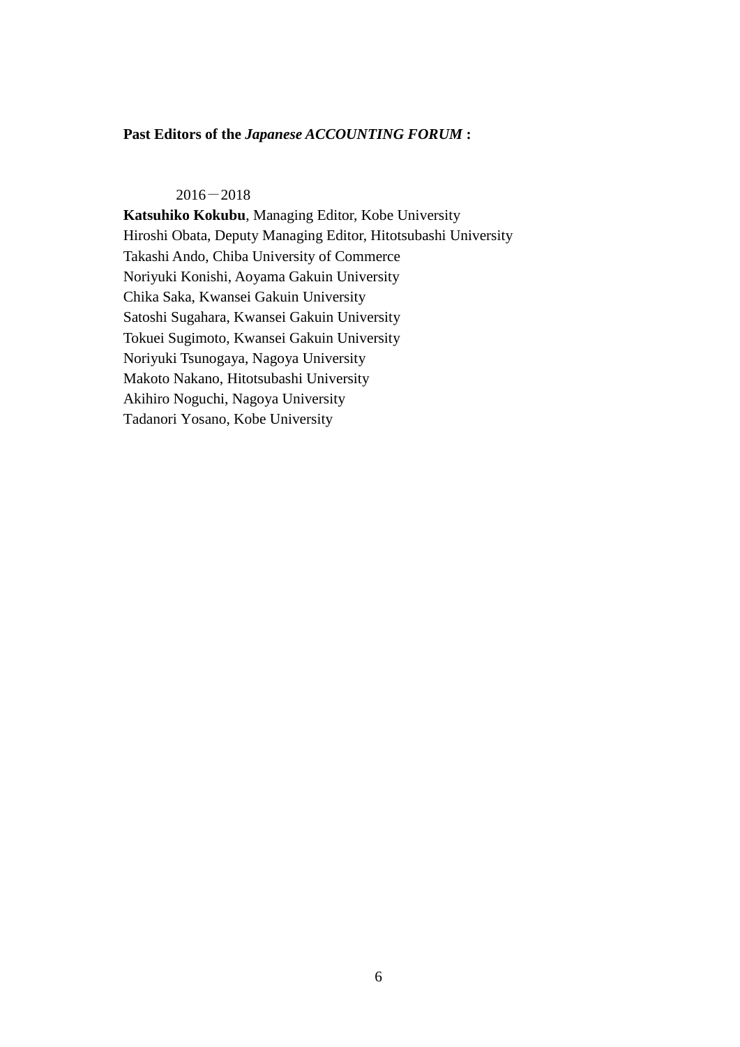**Past Editors of the *Japanese ACCOUNTING FORUM* :**

2016－2018

**Katsuhiko Kokubu**, Managing Editor, Kobe University
Hiroshi Obata, Deputy Managing Editor, Hitotsubashi University
Takashi Ando, Chiba University of Commerce
Noriyuki Konishi, Aoyama Gakuin University
Chika Saka, Kwansei Gakuin University
Satoshi Sugahara, Kwansei Gakuin University
Tokuei Sugimoto, Kwansei Gakuin University
Noriyuki Tsunogaya, Nagoya University
Makoto Nakano, Hitotsubashi University
Akihiro Noguchi, Nagoya University
Tadanori Yosano, Kobe University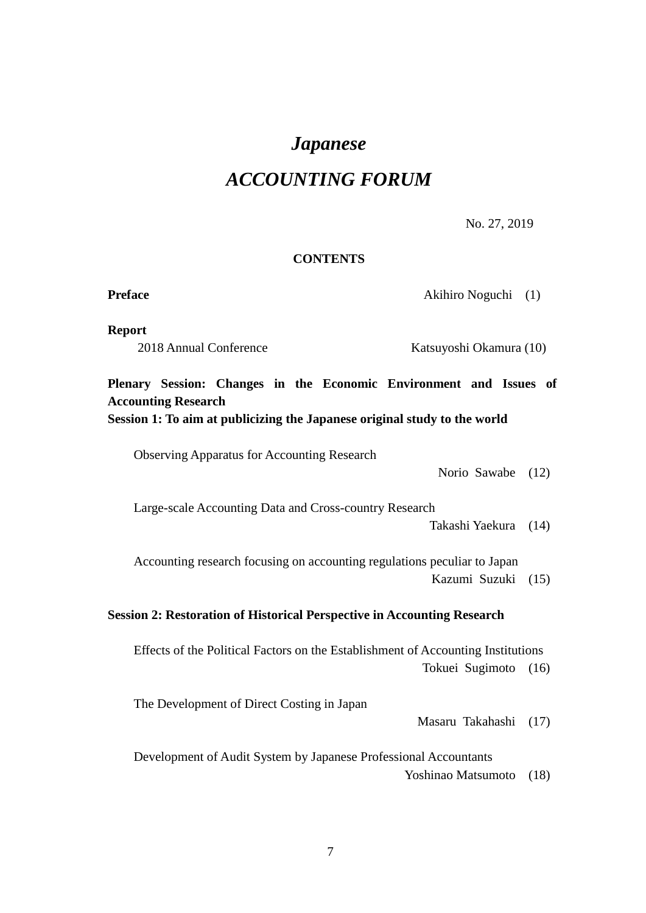# *Japanese*

# *ACCOUNTING FORUM*

No. 27, 2019

**CONTENTS**

**Preface** Akihiro Noguchi (1)

**Report**

2018 Annual Conference Katsuyoshi Okamura (10)

**Plenary Session: Changes in the Economic Environment and Issues of Accounting Research**

**Session 1: To aim at publicizing the Japanese original study to the world**

Observing Apparatus for Accounting Research
Norio Sawabe (12)

Large-scale Accounting Data and Cross-country Research
Takashi Yaekura (14)

Accounting research focusing on accounting regulations peculiar to Japan
Kazumi Suzuki (15)

**Session 2: Restoration of Historical Perspective in Accounting Research**

Effects of the Political Factors on the Establishment of Accounting Institutions
Tokuei Sugimoto (16)

The Development of Direct Costing in Japan
Masaru Takahashi (17)

Development of Audit System by Japanese Professional Accountants
Yoshinao Matsumoto (18)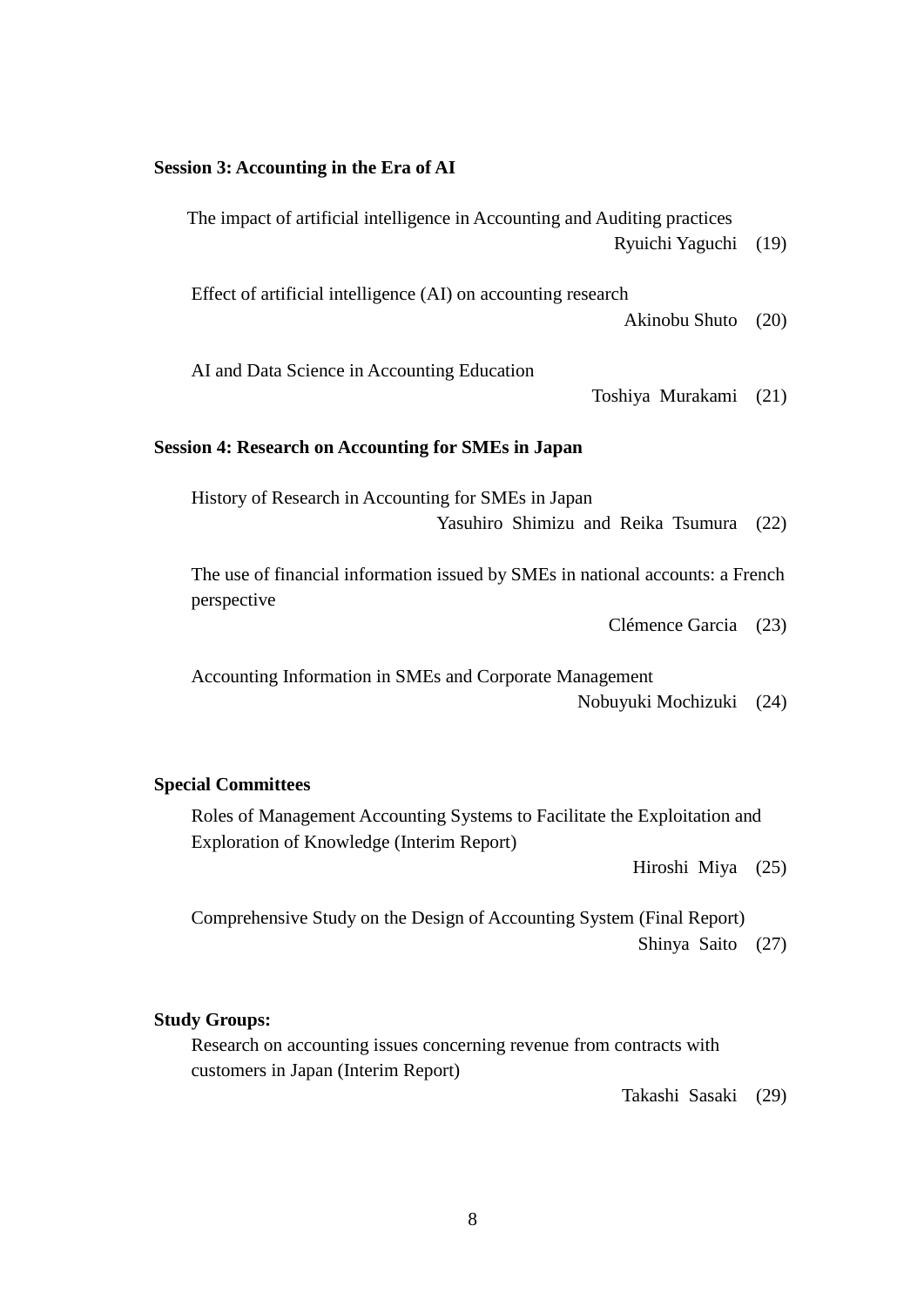**Session 3: Accounting in the Era of AI**

The impact of artificial intelligence in Accounting and Auditing practices
Ryuichi Yaguchi (19)

Effect of artificial intelligence (AI) on accounting research
Akinobu Shuto (20)

AI and Data Science in Accounting Education
Toshiya Murakami (21)

**Session 4: Research on Accounting for SMEs in Japan**

History of Research in Accounting for SMEs in Japan
Yasuhiro Shimizu and Reika Tsumura (22)

The use of financial information issued by SMEs in national accounts: a French perspective
Clémence Garcia (23)

Accounting Information in SMEs and Corporate Management
Nobuyuki Mochizuki (24)

**Special Committees**

Roles of Management Accounting Systems to Facilitate the Exploitation and Exploration of Knowledge (Interim Report)
Hiroshi Miya (25)

Comprehensive Study on the Design of Accounting System (Final Report)
Shinya Saito (27)

**Study Groups:**

Research on accounting issues concerning revenue from contracts with customers in Japan (Interim Report)
Takashi Sasaki (29)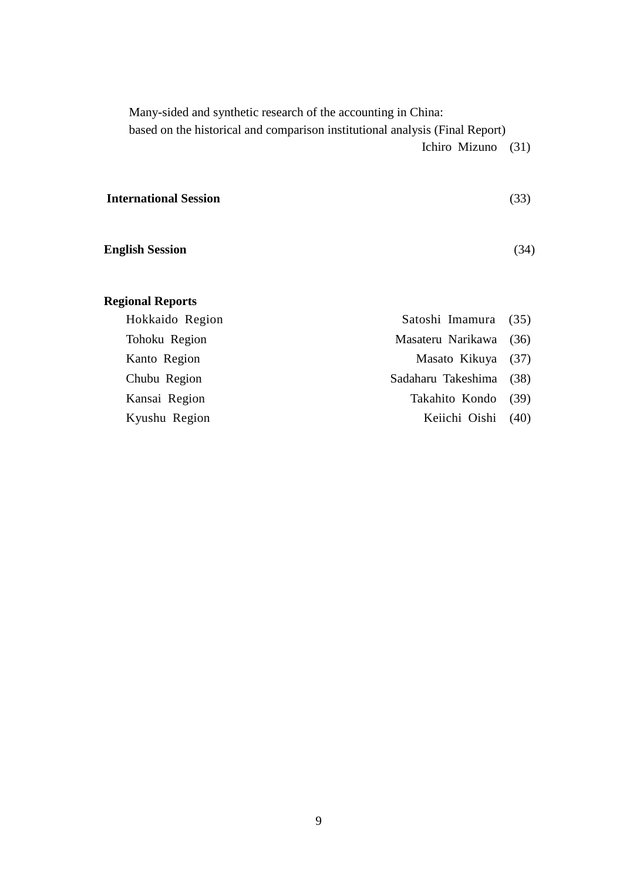Many-sided and synthetic research of the accounting in China:
based on the historical and comparison institutional analysis (Final Report)
Ichiro Mizuno (31)

**International Session** (33)

**English Session** (34)

**Regional Reports**

| | | |
|---|---|---|
| Hokkaido Region | Satoshi Imamura | (35) |
| Tohoku Region | Masateru Narikawa | (36) |
| Kanto Region | Masato Kikuya | (37) |
| Chubu Region | Sadaharu Takeshima | (38) |
| Kansai Region | Takahito Kondo | (39) |
| Kyushu Region | Keiichi Oishi | (40) |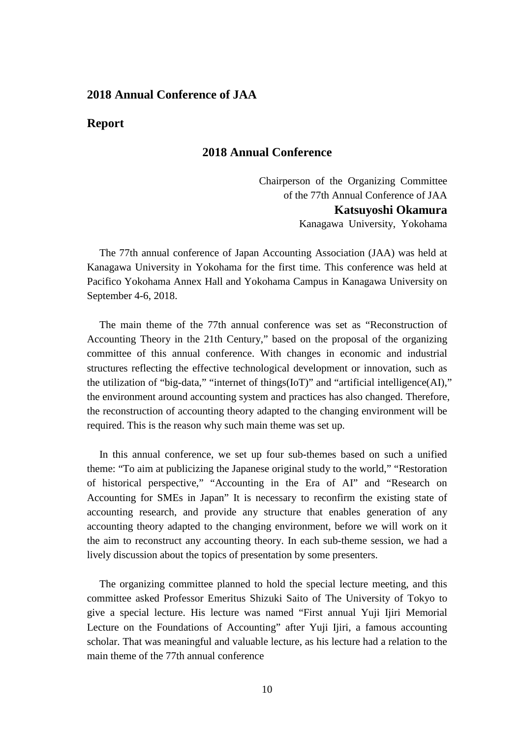## 2018 Annual Conference of JAA

## Report

### 2018 Annual Conference

Chairperson of the Organizing Committee
of the 77th Annual Conference of JAA
**Katsuyoshi Okamura**
Kanagawa University, Yokohama

The 77th annual conference of Japan Accounting Association (JAA) was held at Kanagawa University in Yokohama for the first time. This conference was held at Pacifico Yokohama Annex Hall and Yokohama Campus in Kanagawa University on September 4-6, 2018.

The main theme of the 77th annual conference was set as "Reconstruction of Accounting Theory in the 21th Century," based on the proposal of the organizing committee of this annual conference. With changes in economic and industrial structures reflecting the effective technological development or innovation, such as the utilization of "big-data," "internet of things(IoT)" and "artificial intelligence(AI)," the environment around accounting system and practices has also changed. Therefore, the reconstruction of accounting theory adapted to the changing environment will be required. This is the reason why such main theme was set up.

In this annual conference, we set up four sub-themes based on such a unified theme: "To aim at publicizing the Japanese original study to the world," "Restoration of historical perspective," "Accounting in the Era of AI" and "Research on Accounting for SMEs in Japan" It is necessary to reconfirm the existing state of accounting research, and provide any structure that enables generation of any accounting theory adapted to the changing environment, before we will work on it the aim to reconstruct any accounting theory. In each sub-theme session, we had a lively discussion about the topics of presentation by some presenters.

The organizing committee planned to hold the special lecture meeting, and this committee asked Professor Emeritus Shizuki Saito of The University of Tokyo to give a special lecture. His lecture was named "First annual Yuji Ijiri Memorial Lecture on the Foundations of Accounting" after Yuji Ijiri, a famous accounting scholar. That was meaningful and valuable lecture, as his lecture had a relation to the main theme of the 77th annual conference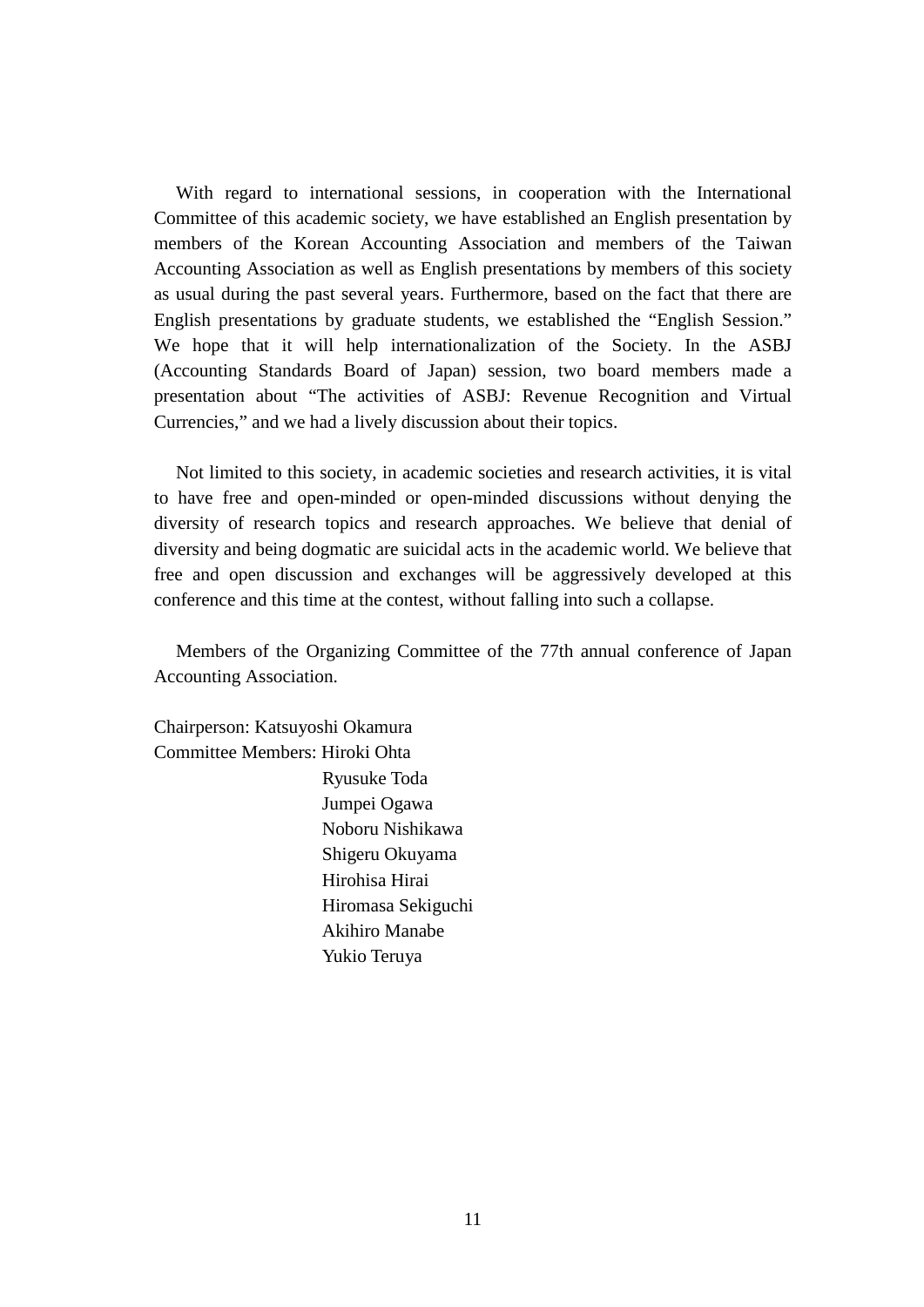With regard to international sessions, in cooperation with the International Committee of this academic society, we have established an English presentation by members of the Korean Accounting Association and members of the Taiwan Accounting Association as well as English presentations by members of this society as usual during the past several years. Furthermore, based on the fact that there are English presentations by graduate students, we established the “English Session.” We hope that it will help internationalization of the Society. In the ASBJ (Accounting Standards Board of Japan) session, two board members made a presentation about “The activities of ASBJ: Revenue Recognition and Virtual Currencies,” and we had a lively discussion about their topics.

Not limited to this society, in academic societies and research activities, it is vital to have free and open-minded or open-minded discussions without denying the diversity of research topics and research approaches. We believe that denial of diversity and being dogmatic are suicidal acts in the academic world. We believe that free and open discussion and exchanges will be aggressively developed at this conference and this time at the contest, without falling into such a collapse.

Members of the Organizing Committee of the 77th annual conference of Japan Accounting Association.

Chairperson: Katsuyoshi Okamura
Committee Members: Hiroki Ohta
Ryusuke Toda
Jumpei Ogawa
Noboru Nishikawa
Shigeru Okuyama
Hirohisa Hirai
Hiromasa Sekiguchi
Akihiro Manabe
Yukio Teruya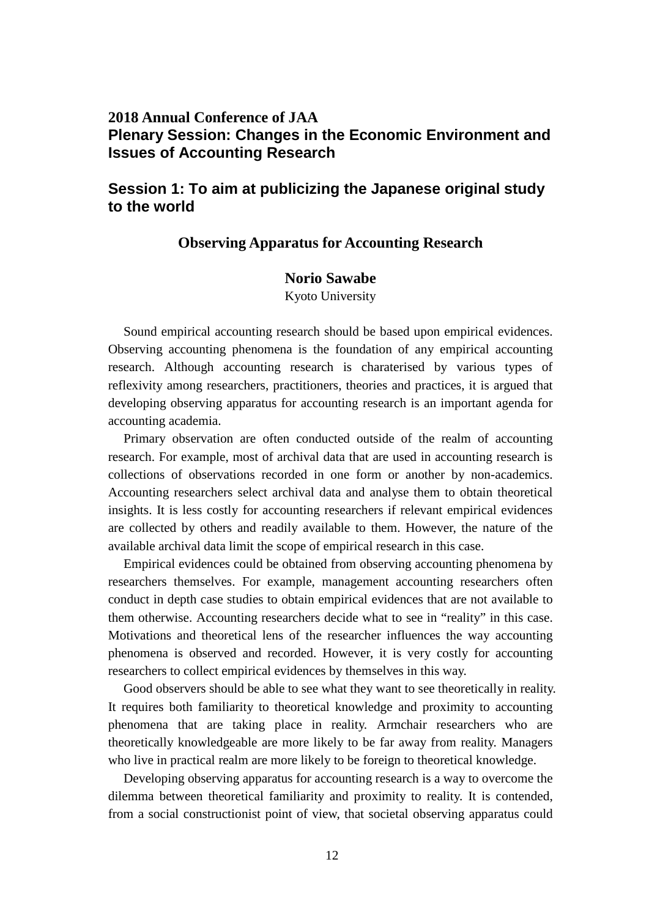## 2018 Annual Conference of JAA

## Plenary Session: Changes in the Economic Environment and Issues of Accounting Research

## Session 1: To aim at publicizing the Japanese original study to the world

### Observing Apparatus for Accounting Research

**Norio Sawabe**

Kyoto University

Sound empirical accounting research should be based upon empirical evidences. Observing accounting phenomena is the foundation of any empirical accounting research. Although accounting research is charaterised by various types of reflexivity among researchers, practitioners, theories and practices, it is argued that developing observing apparatus for accounting research is an important agenda for accounting academia.

Primary observation are often conducted outside of the realm of accounting research. For example, most of archival data that are used in accounting research is collections of observations recorded in one form or another by non-academics. Accounting researchers select archival data and analyse them to obtain theoretical insights. It is less costly for accounting researchers if relevant empirical evidences are collected by others and readily available to them. However, the nature of the available archival data limit the scope of empirical research in this case.

Empirical evidences could be obtained from observing accounting phenomena by researchers themselves. For example, management accounting researchers often conduct in depth case studies to obtain empirical evidences that are not available to them otherwise. Accounting researchers decide what to see in "reality" in this case. Motivations and theoretical lens of the researcher influences the way accounting phenomena is observed and recorded. However, it is very costly for accounting researchers to collect empirical evidences by themselves in this way.

Good observers should be able to see what they want to see theoretically in reality. It requires both familiarity to theoretical knowledge and proximity to accounting phenomena that are taking place in reality. Armchair researchers who are theoretically knowledgeable are more likely to be far away from reality. Managers who live in practical realm are more likely to be foreign to theoretical knowledge.

Developing observing apparatus for accounting research is a way to overcome the dilemma between theoretical familiarity and proximity to reality. It is contended, from a social constructionist point of view, that societal observing apparatus could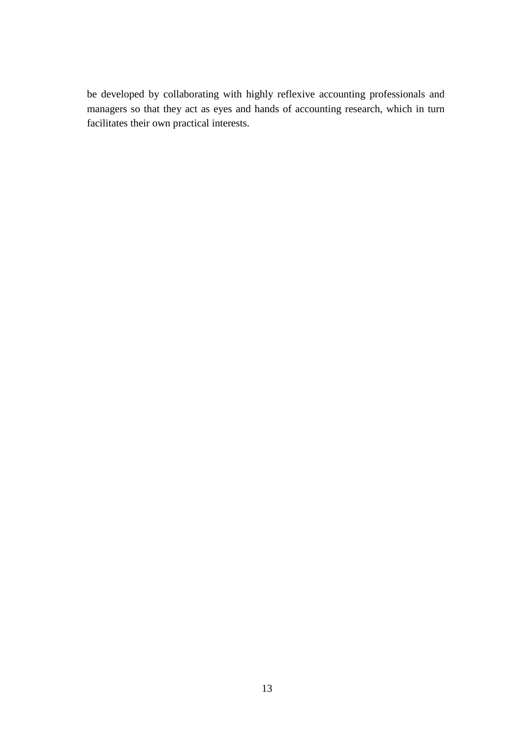be developed by collaborating with highly reflexive accounting professionals and managers so that they act as eyes and hands of accounting research, which in turn facilitates their own practical interests.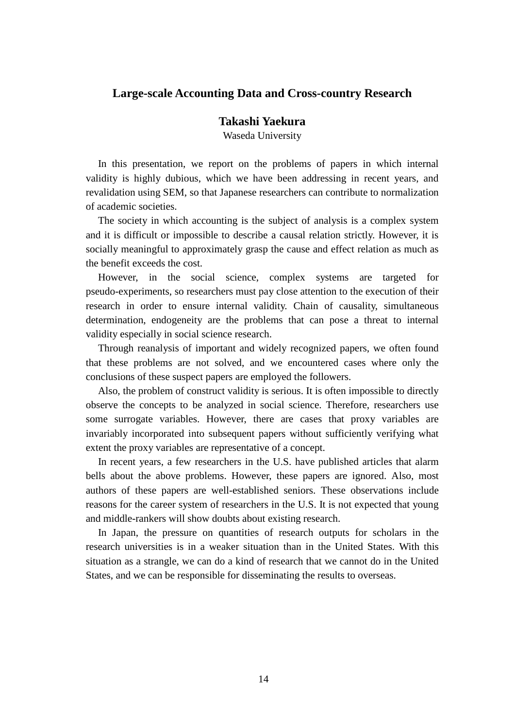## Large-scale Accounting Data and Cross-country Research

**Takashi Yaekura**

Waseda University

In this presentation, we report on the problems of papers in which internal validity is highly dubious, which we have been addressing in recent years, and revalidation using SEM, so that Japanese researchers can contribute to normalization of academic societies.

The society in which accounting is the subject of analysis is a complex system and it is difficult or impossible to describe a causal relation strictly. However, it is socially meaningful to approximately grasp the cause and effect relation as much as the benefit exceeds the cost.

However, in the social science, complex systems are targeted for pseudo-experiments, so researchers must pay close attention to the execution of their research in order to ensure internal validity. Chain of causality, simultaneous determination, endogeneity are the problems that can pose a threat to internal validity especially in social science research.

Through reanalysis of important and widely recognized papers, we often found that these problems are not solved, and we encountered cases where only the conclusions of these suspect papers are employed the followers.

Also, the problem of construct validity is serious. It is often impossible to directly observe the concepts to be analyzed in social science. Therefore, researchers use some surrogate variables. However, there are cases that proxy variables are invariably incorporated into subsequent papers without sufficiently verifying what extent the proxy variables are representative of a concept.

In recent years, a few researchers in the U.S. have published articles that alarm bells about the above problems. However, these papers are ignored. Also, most authors of these papers are well-established seniors. These observations include reasons for the career system of researchers in the U.S. It is not expected that young and middle-rankers will show doubts about existing research.

In Japan, the pressure on quantities of research outputs for scholars in the research universities is in a weaker situation than in the United States. With this situation as a strangle, we can do a kind of research that we cannot do in the United States, and we can be responsible for disseminating the results to overseas.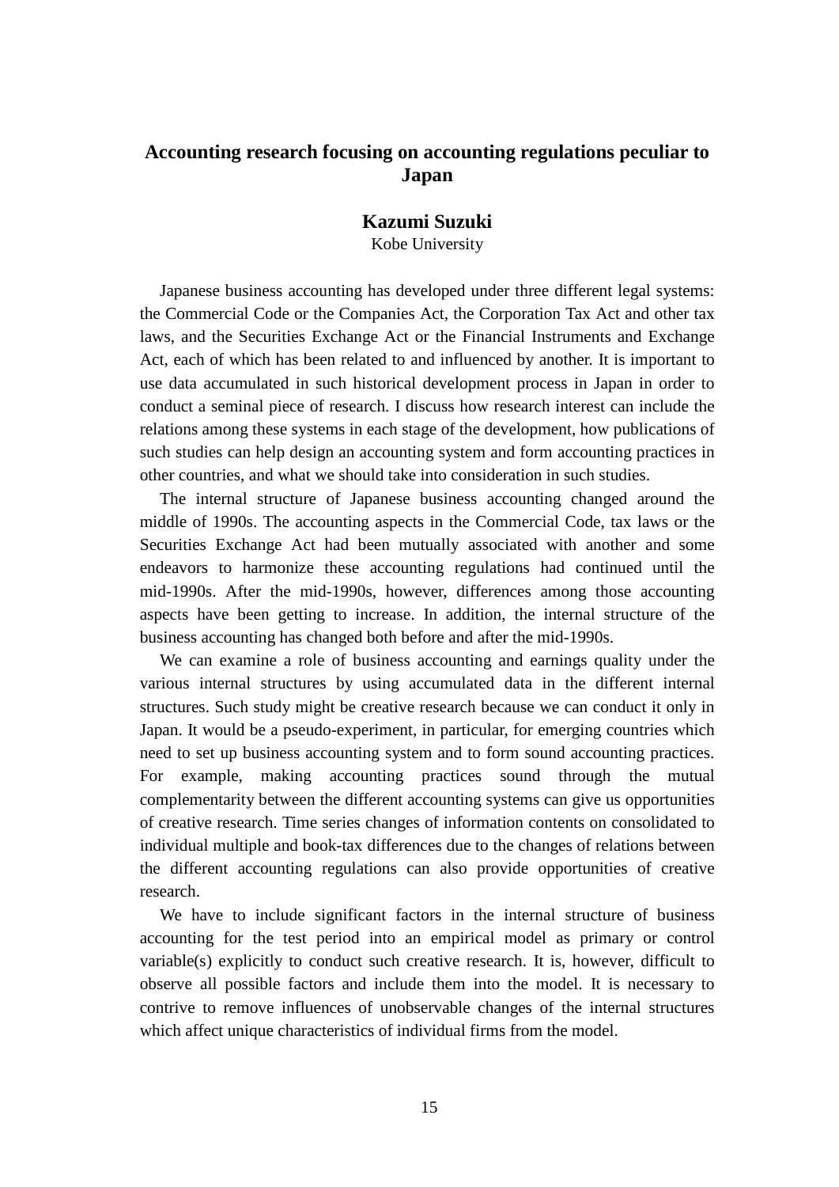# Accounting research focusing on accounting regulations peculiar to Japan

**Kazumi Suzuki**
Kobe University

Japanese business accounting has developed under three different legal systems: the Commercial Code or the Companies Act, the Corporation Tax Act and other tax laws, and the Securities Exchange Act or the Financial Instruments and Exchange Act, each of which has been related to and influenced by another. It is important to use data accumulated in such historical development process in Japan in order to conduct a seminal piece of research. I discuss how research interest can include the relations among these systems in each stage of the development, how publications of such studies can help design an accounting system and form accounting practices in other countries, and what we should take into consideration in such studies.

The internal structure of Japanese business accounting changed around the middle of 1990s. The accounting aspects in the Commercial Code, tax laws or the Securities Exchange Act had been mutually associated with another and some endeavors to harmonize these accounting regulations had continued until the mid-1990s. After the mid-1990s, however, differences among those accounting aspects have been getting to increase. In addition, the internal structure of the business accounting has changed both before and after the mid-1990s.

We can examine a role of business accounting and earnings quality under the various internal structures by using accumulated data in the different internal structures. Such study might be creative research because we can conduct it only in Japan. It would be a pseudo-experiment, in particular, for emerging countries which need to set up business accounting system and to form sound accounting practices. For example, making accounting practices sound through the mutual complementarity between the different accounting systems can give us opportunities of creative research. Time series changes of information contents on consolidated to individual multiple and book-tax differences due to the changes of relations between the different accounting regulations can also provide opportunities of creative research.

We have to include significant factors in the internal structure of business accounting for the test period into an empirical model as primary or control variable(s) explicitly to conduct such creative research. It is, however, difficult to observe all possible factors and include them into the model. It is necessary to contrive to remove influences of unobservable changes of the internal structures which affect unique characteristics of individual firms from the model.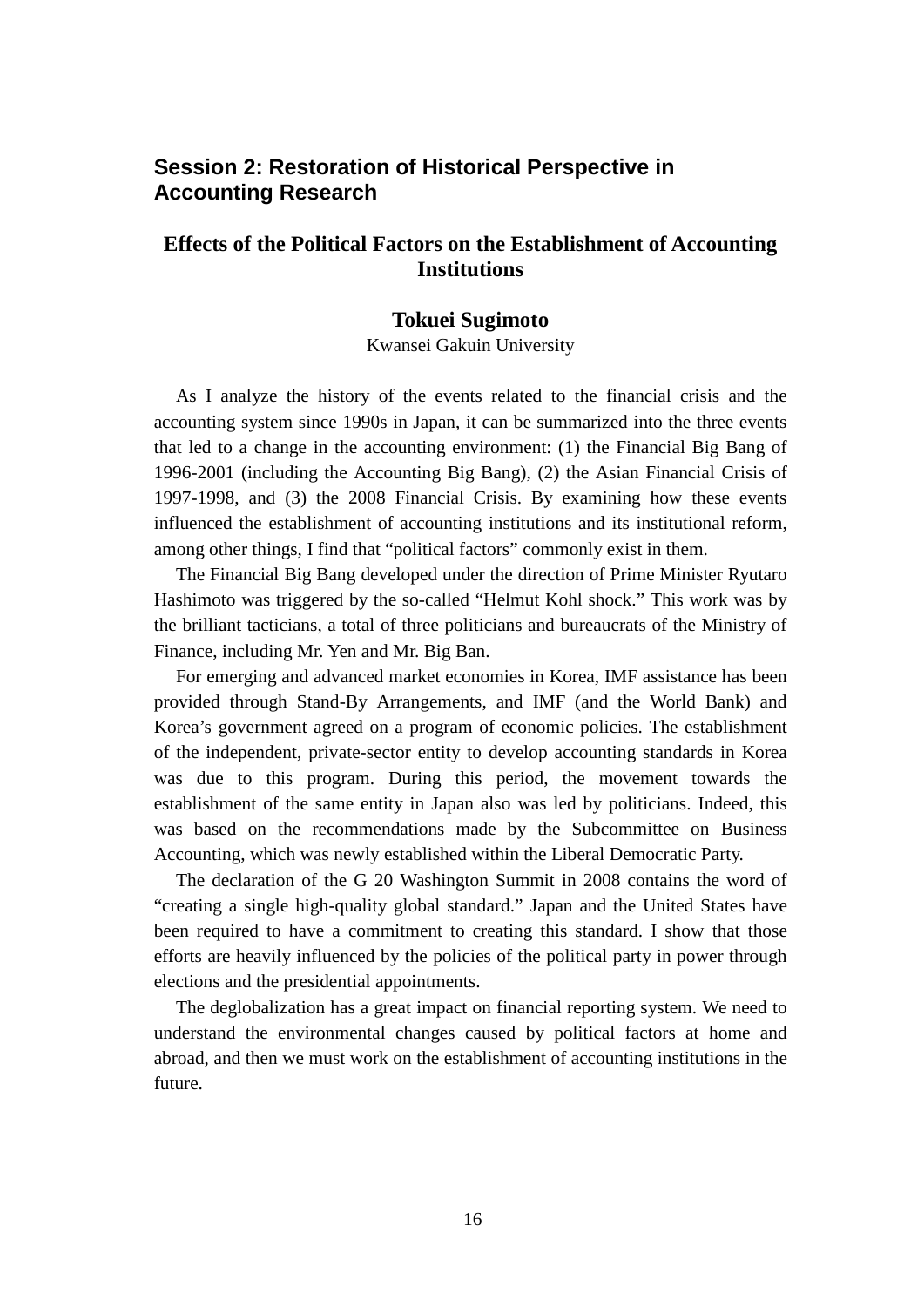## Session 2: Restoration of Historical Perspective in Accounting Research

### Effects of the Political Factors on the Establishment of Accounting Institutions

**Tokuei Sugimoto**

Kwansei Gakuin University

As I analyze the history of the events related to the financial crisis and the accounting system since 1990s in Japan, it can be summarized into the three events that led to a change in the accounting environment: (1) the Financial Big Bang of 1996-2001 (including the Accounting Big Bang), (2) the Asian Financial Crisis of 1997-1998, and (3) the 2008 Financial Crisis. By examining how these events influenced the establishment of accounting institutions and its institutional reform, among other things, I find that "political factors" commonly exist in them.

The Financial Big Bang developed under the direction of Prime Minister Ryutaro Hashimoto was triggered by the so-called "Helmut Kohl shock." This work was by the brilliant tacticians, a total of three politicians and bureaucrats of the Ministry of Finance, including Mr. Yen and Mr. Big Ban.

For emerging and advanced market economies in Korea, IMF assistance has been provided through Stand-By Arrangements, and IMF (and the World Bank) and Korea's government agreed on a program of economic policies. The establishment of the independent, private-sector entity to develop accounting standards in Korea was due to this program. During this period, the movement towards the establishment of the same entity in Japan also was led by politicians. Indeed, this was based on the recommendations made by the Subcommittee on Business Accounting, which was newly established within the Liberal Democratic Party.

The declaration of the G 20 Washington Summit in 2008 contains the word of "creating a single high-quality global standard." Japan and the United States have been required to have a commitment to creating this standard. I show that those efforts are heavily influenced by the policies of the political party in power through elections and the presidential appointments.

The deglobalization has a great impact on financial reporting system. We need to understand the environmental changes caused by political factors at home and abroad, and then we must work on the establishment of accounting institutions in the future.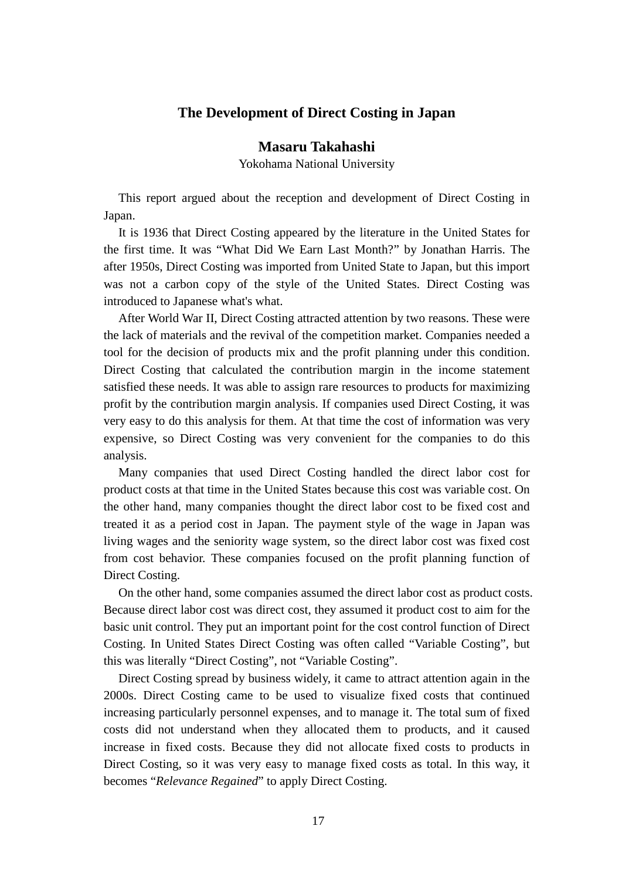# The Development of Direct Costing in Japan

**Masaru Takahashi**

Yokohama National University

This report argued about the reception and development of Direct Costing in Japan.

It is 1936 that Direct Costing appeared by the literature in the United States for the first time. It was “What Did We Earn Last Month?” by Jonathan Harris. The after 1950s, Direct Costing was imported from United State to Japan, but this import was not a carbon copy of the style of the United States. Direct Costing was introduced to Japanese what's what.

After World War II, Direct Costing attracted attention by two reasons. These were the lack of materials and the revival of the competition market. Companies needed a tool for the decision of products mix and the profit planning under this condition. Direct Costing that calculated the contribution margin in the income statement satisfied these needs. It was able to assign rare resources to products for maximizing profit by the contribution margin analysis. If companies used Direct Costing, it was very easy to do this analysis for them. At that time the cost of information was very expensive, so Direct Costing was very convenient for the companies to do this analysis.

Many companies that used Direct Costing handled the direct labor cost for product costs at that time in the United States because this cost was variable cost. On the other hand, many companies thought the direct labor cost to be fixed cost and treated it as a period cost in Japan. The payment style of the wage in Japan was living wages and the seniority wage system, so the direct labor cost was fixed cost from cost behavior. These companies focused on the profit planning function of Direct Costing.

On the other hand, some companies assumed the direct labor cost as product costs. Because direct labor cost was direct cost, they assumed it product cost to aim for the basic unit control. They put an important point for the cost control function of Direct Costing. In United States Direct Costing was often called “Variable Costing”, but this was literally “Direct Costing”, not “Variable Costing”.

Direct Costing spread by business widely, it came to attract attention again in the 2000s. Direct Costing came to be used to visualize fixed costs that continued increasing particularly personnel expenses, and to manage it. The total sum of fixed costs did not understand when they allocated them to products, and it caused increase in fixed costs. Because they did not allocate fixed costs to products in Direct Costing, so it was very easy to manage fixed costs as total. In this way, it becomes “*Relevance Regained*” to apply Direct Costing.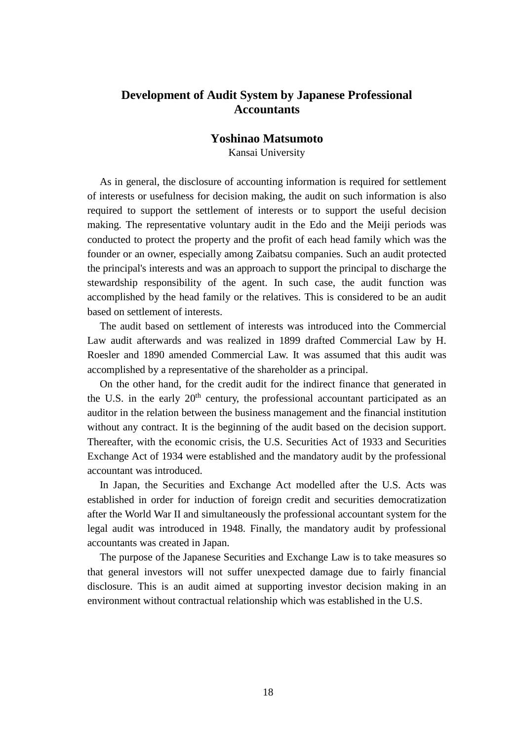# Development of Audit System by Japanese Professional Accountants

**Yoshinao Matsumoto**

Kansai University

As in general, the disclosure of accounting information is required for settlement of interests or usefulness for decision making, the audit on such information is also required to support the settlement of interests or to support the useful decision making. The representative voluntary audit in the Edo and the Meiji periods was conducted to protect the property and the profit of each head family which was the founder or an owner, especially among Zaibatsu companies. Such an audit protected the principal's interests and was an approach to support the principal to discharge the stewardship responsibility of the agent. In such case, the audit function was accomplished by the head family or the relatives. This is considered to be an audit based on settlement of interests.

The audit based on settlement of interests was introduced into the Commercial Law audit afterwards and was realized in 1899 drafted Commercial Law by H. Roesler and 1890 amended Commercial Law. It was assumed that this audit was accomplished by a representative of the shareholder as a principal.

On the other hand, for the credit audit for the indirect finance that generated in the U.S. in the early 20th century, the professional accountant participated as an auditor in the relation between the business management and the financial institution without any contract. It is the beginning of the audit based on the decision support. Thereafter, with the economic crisis, the U.S. Securities Act of 1933 and Securities Exchange Act of 1934 were established and the mandatory audit by the professional accountant was introduced.

In Japan, the Securities and Exchange Act modelled after the U.S. Acts was established in order for induction of foreign credit and securities democratization after the World War II and simultaneously the professional accountant system for the legal audit was introduced in 1948. Finally, the mandatory audit by professional accountants was created in Japan.

The purpose of the Japanese Securities and Exchange Law is to take measures so that general investors will not suffer unexpected damage due to fairly financial disclosure. This is an audit aimed at supporting investor decision making in an environment without contractual relationship which was established in the U.S.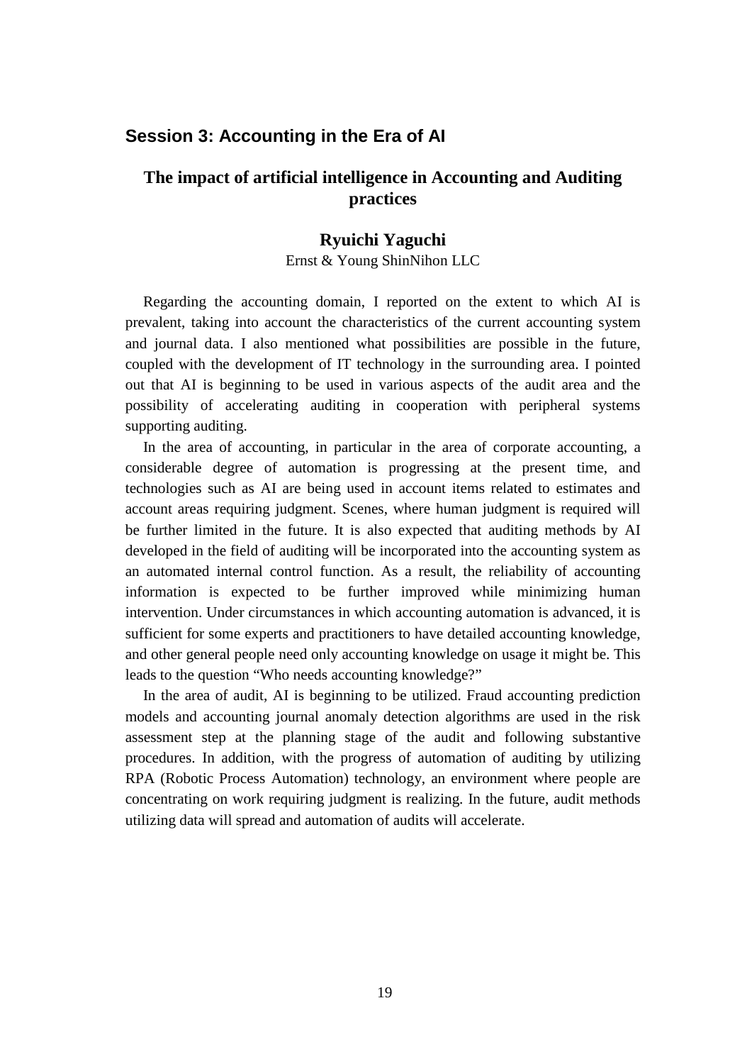## Session 3: Accounting in the Era of AI

### The impact of artificial intelligence in Accounting and Auditing practices

**Ryuichi Yaguchi**

Ernst & Young ShinNihon LLC

Regarding the accounting domain, I reported on the extent to which AI is prevalent, taking into account the characteristics of the current accounting system and journal data. I also mentioned what possibilities are possible in the future, coupled with the development of IT technology in the surrounding area. I pointed out that AI is beginning to be used in various aspects of the audit area and the possibility of accelerating auditing in cooperation with peripheral systems supporting auditing.

In the area of accounting, in particular in the area of corporate accounting, a considerable degree of automation is progressing at the present time, and technologies such as AI are being used in account items related to estimates and account areas requiring judgment. Scenes, where human judgment is required will be further limited in the future. It is also expected that auditing methods by AI developed in the field of auditing will be incorporated into the accounting system as an automated internal control function. As a result, the reliability of accounting information is expected to be further improved while minimizing human intervention. Under circumstances in which accounting automation is advanced, it is sufficient for some experts and practitioners to have detailed accounting knowledge, and other general people need only accounting knowledge on usage it might be. This leads to the question "Who needs accounting knowledge?"

In the area of audit, AI is beginning to be utilized. Fraud accounting prediction models and accounting journal anomaly detection algorithms are used in the risk assessment step at the planning stage of the audit and following substantive procedures. In addition, with the progress of automation of auditing by utilizing RPA (Robotic Process Automation) technology, an environment where people are concentrating on work requiring judgment is realizing. In the future, audit methods utilizing data will spread and automation of audits will accelerate.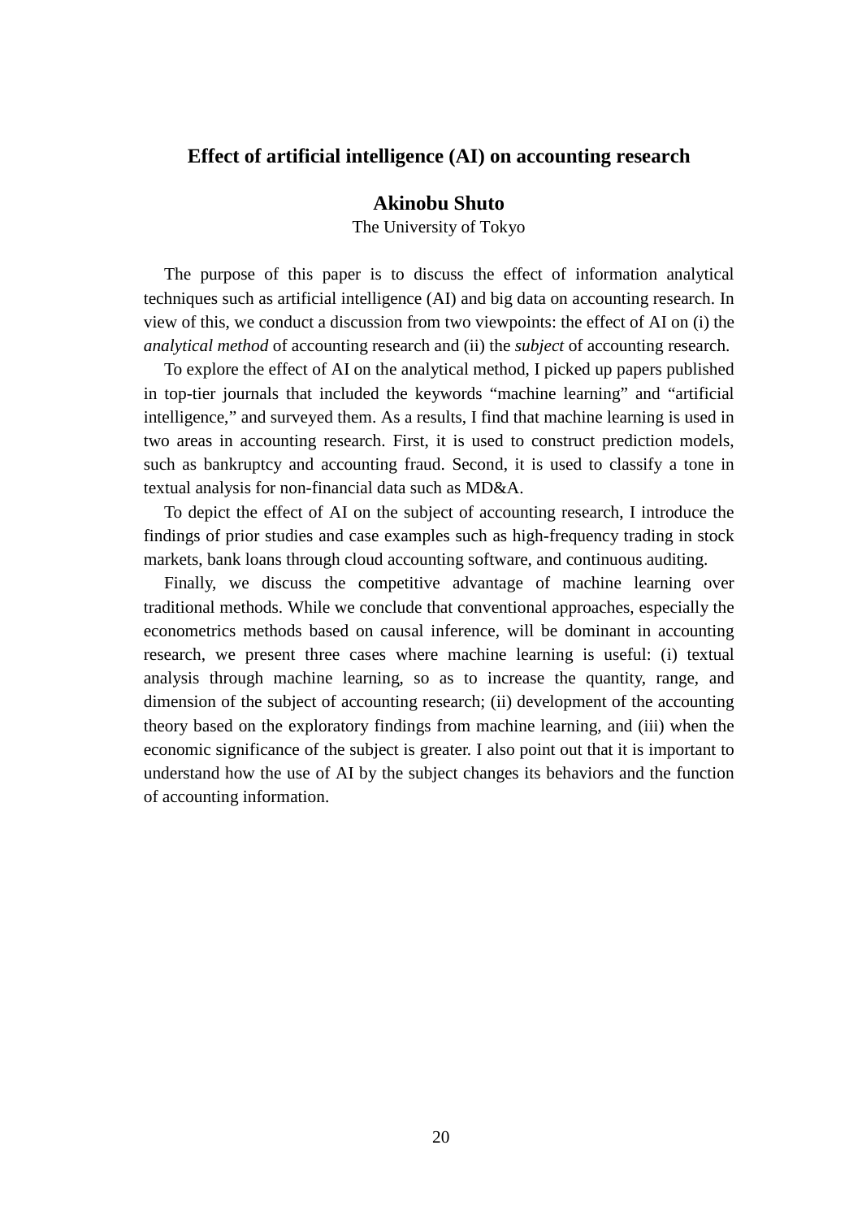# Effect of artificial intelligence (AI) on accounting research

**Akinobu Shuto**

The University of Tokyo

The purpose of this paper is to discuss the effect of information analytical techniques such as artificial intelligence (AI) and big data on accounting research. In view of this, we conduct a discussion from two viewpoints: the effect of AI on (i) the *analytical method* of accounting research and (ii) the *subject* of accounting research.

To explore the effect of AI on the analytical method, I picked up papers published in top-tier journals that included the keywords "machine learning" and "artificial intelligence," and surveyed them. As a results, I find that machine learning is used in two areas in accounting research. First, it is used to construct prediction models, such as bankruptcy and accounting fraud. Second, it is used to classify a tone in textual analysis for non-financial data such as MD&A.

To depict the effect of AI on the subject of accounting research, I introduce the findings of prior studies and case examples such as high-frequency trading in stock markets, bank loans through cloud accounting software, and continuous auditing.

Finally, we discuss the competitive advantage of machine learning over traditional methods. While we conclude that conventional approaches, especially the econometrics methods based on causal inference, will be dominant in accounting research, we present three cases where machine learning is useful: (i) textual analysis through machine learning, so as to increase the quantity, range, and dimension of the subject of accounting research; (ii) development of the accounting theory based on the exploratory findings from machine learning, and (iii) when the economic significance of the subject is greater. I also point out that it is important to understand how the use of AI by the subject changes its behaviors and the function of accounting information.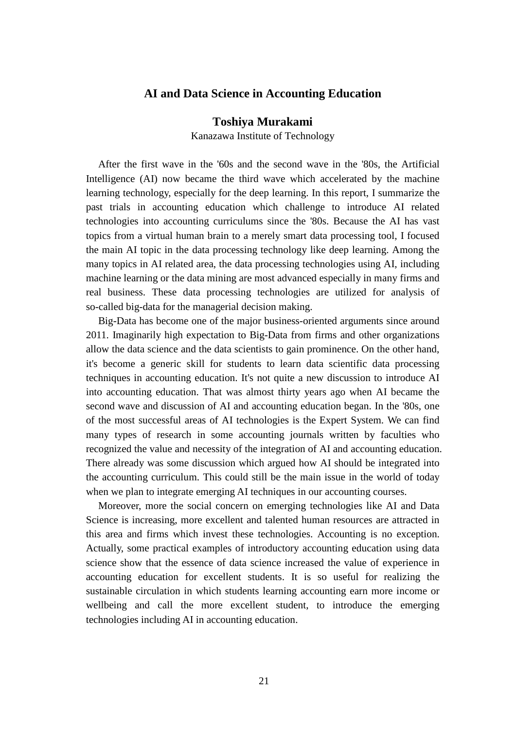# AI and Data Science in Accounting Education

**Toshiya Murakami**

Kanazawa Institute of Technology

After the first wave in the '60s and the second wave in the '80s, the Artificial Intelligence (AI) now became the third wave which accelerated by the machine learning technology, especially for the deep learning. In this report, I summarize the past trials in accounting education which challenge to introduce AI related technologies into accounting curriculums since the '80s. Because the AI has vast topics from a virtual human brain to a merely smart data processing tool, I focused the main AI topic in the data processing technology like deep learning. Among the many topics in AI related area, the data processing technologies using AI, including machine learning or the data mining are most advanced especially in many firms and real business. These data processing technologies are utilized for analysis of so-called big-data for the managerial decision making.

Big-Data has become one of the major business-oriented arguments since around 2011. Imaginarily high expectation to Big-Data from firms and other organizations allow the data science and the data scientists to gain prominence. On the other hand, it's become a generic skill for students to learn data scientific data processing techniques in accounting education. It's not quite a new discussion to introduce AI into accounting education. That was almost thirty years ago when AI became the second wave and discussion of AI and accounting education began. In the '80s, one of the most successful areas of AI technologies is the Expert System. We can find many types of research in some accounting journals written by faculties who recognized the value and necessity of the integration of AI and accounting education. There already was some discussion which argued how AI should be integrated into the accounting curriculum. This could still be the main issue in the world of today when we plan to integrate emerging AI techniques in our accounting courses.

Moreover, more the social concern on emerging technologies like AI and Data Science is increasing, more excellent and talented human resources are attracted in this area and firms which invest these technologies. Accounting is no exception. Actually, some practical examples of introductory accounting education using data science show that the essence of data science increased the value of experience in accounting education for excellent students. It is so useful for realizing the sustainable circulation in which students learning accounting earn more income or wellbeing and call the more excellent student, to introduce the emerging technologies including AI in accounting education.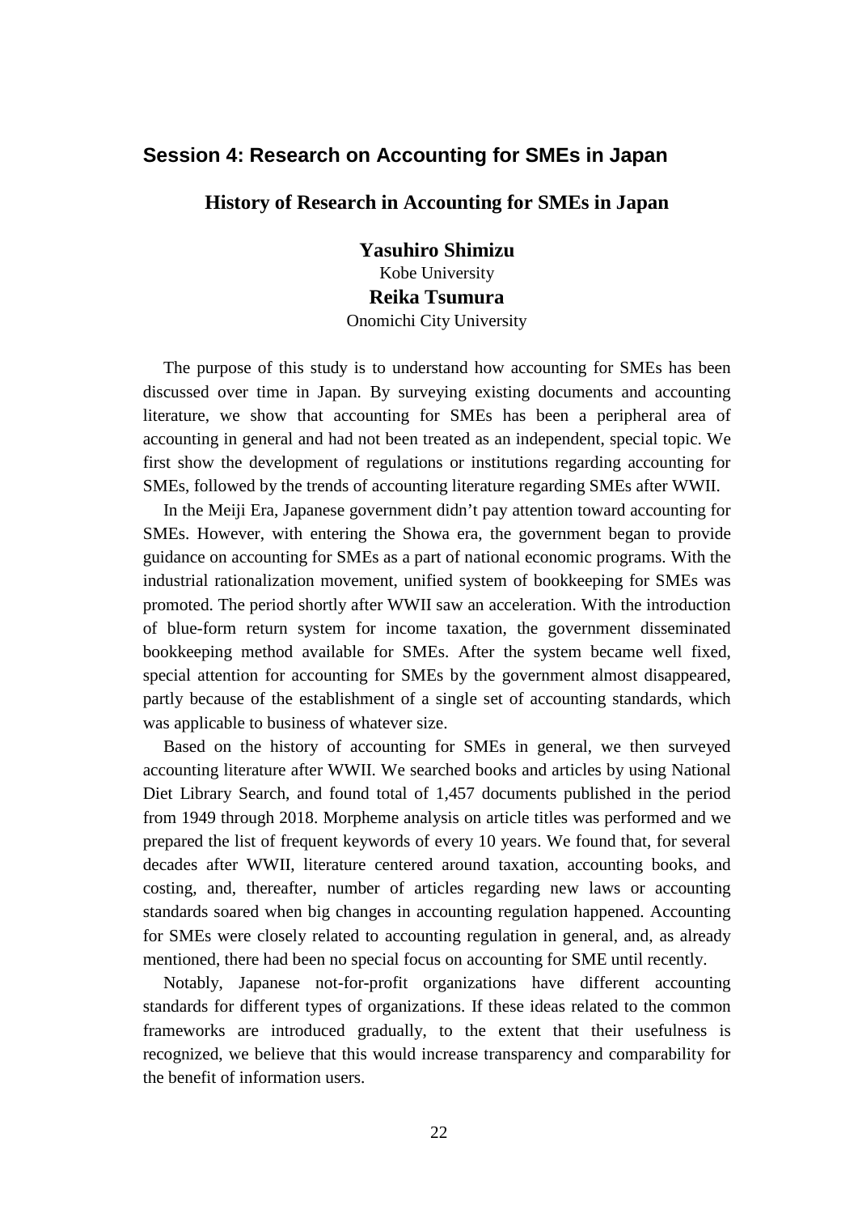## Session 4: Research on Accounting for SMEs in Japan

### History of Research in Accounting for SMEs in Japan

**Yasuhiro Shimizu**
Kobe University
**Reika Tsumura**
Onomichi City University

The purpose of this study is to understand how accounting for SMEs has been discussed over time in Japan. By surveying existing documents and accounting literature, we show that accounting for SMEs has been a peripheral area of accounting in general and had not been treated as an independent, special topic. We first show the development of regulations or institutions regarding accounting for SMEs, followed by the trends of accounting literature regarding SMEs after WWII.

In the Meiji Era, Japanese government didn't pay attention toward accounting for SMEs. However, with entering the Showa era, the government began to provide guidance on accounting for SMEs as a part of national economic programs. With the industrial rationalization movement, unified system of bookkeeping for SMEs was promoted. The period shortly after WWII saw an acceleration. With the introduction of blue-form return system for income taxation, the government disseminated bookkeeping method available for SMEs. After the system became well fixed, special attention for accounting for SMEs by the government almost disappeared, partly because of the establishment of a single set of accounting standards, which was applicable to business of whatever size.

Based on the history of accounting for SMEs in general, we then surveyed accounting literature after WWII. We searched books and articles by using National Diet Library Search, and found total of 1,457 documents published in the period from 1949 through 2018. Morpheme analysis on article titles was performed and we prepared the list of frequent keywords of every 10 years. We found that, for several decades after WWII, literature centered around taxation, accounting books, and costing, and, thereafter, number of articles regarding new laws or accounting standards soared when big changes in accounting regulation happened. Accounting for SMEs were closely related to accounting regulation in general, and, as already mentioned, there had been no special focus on accounting for SME until recently.

Notably, Japanese not-for-profit organizations have different accounting standards for different types of organizations. If these ideas related to the common frameworks are introduced gradually, to the extent that their usefulness is recognized, we believe that this would increase transparency and comparability for the benefit of information users.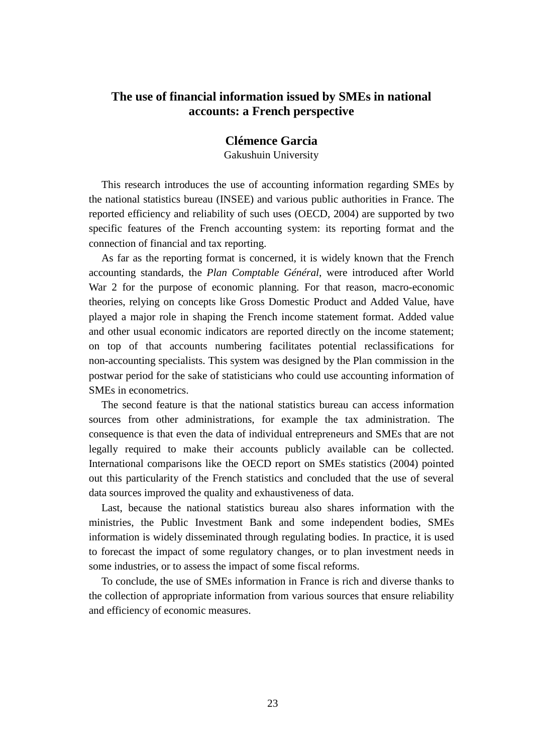# The use of financial information issued by SMEs in national accounts: a French perspective

**Clémence Garcia**
Gakushuin University

This research introduces the use of accounting information regarding SMEs by the national statistics bureau (INSEE) and various public authorities in France. The reported efficiency and reliability of such uses (OECD, 2004) are supported by two specific features of the French accounting system: its reporting format and the connection of financial and tax reporting.

As far as the reporting format is concerned, it is widely known that the French accounting standards, the *Plan Comptable Général*, were introduced after World War 2 for the purpose of economic planning. For that reason, macro-economic theories, relying on concepts like Gross Domestic Product and Added Value, have played a major role in shaping the French income statement format. Added value and other usual economic indicators are reported directly on the income statement; on top of that accounts numbering facilitates potential reclassifications for non-accounting specialists. This system was designed by the Plan commission in the postwar period for the sake of statisticians who could use accounting information of SMEs in econometrics.

The second feature is that the national statistics bureau can access information sources from other administrations, for example the tax administration. The consequence is that even the data of individual entrepreneurs and SMEs that are not legally required to make their accounts publicly available can be collected. International comparisons like the OECD report on SMEs statistics (2004) pointed out this particularity of the French statistics and concluded that the use of several data sources improved the quality and exhaustiveness of data.

Last, because the national statistics bureau also shares information with the ministries, the Public Investment Bank and some independent bodies, SMEs information is widely disseminated through regulating bodies. In practice, it is used to forecast the impact of some regulatory changes, or to plan investment needs in some industries, or to assess the impact of some fiscal reforms.

To conclude, the use of SMEs information in France is rich and diverse thanks to the collection of appropriate information from various sources that ensure reliability and efficiency of economic measures.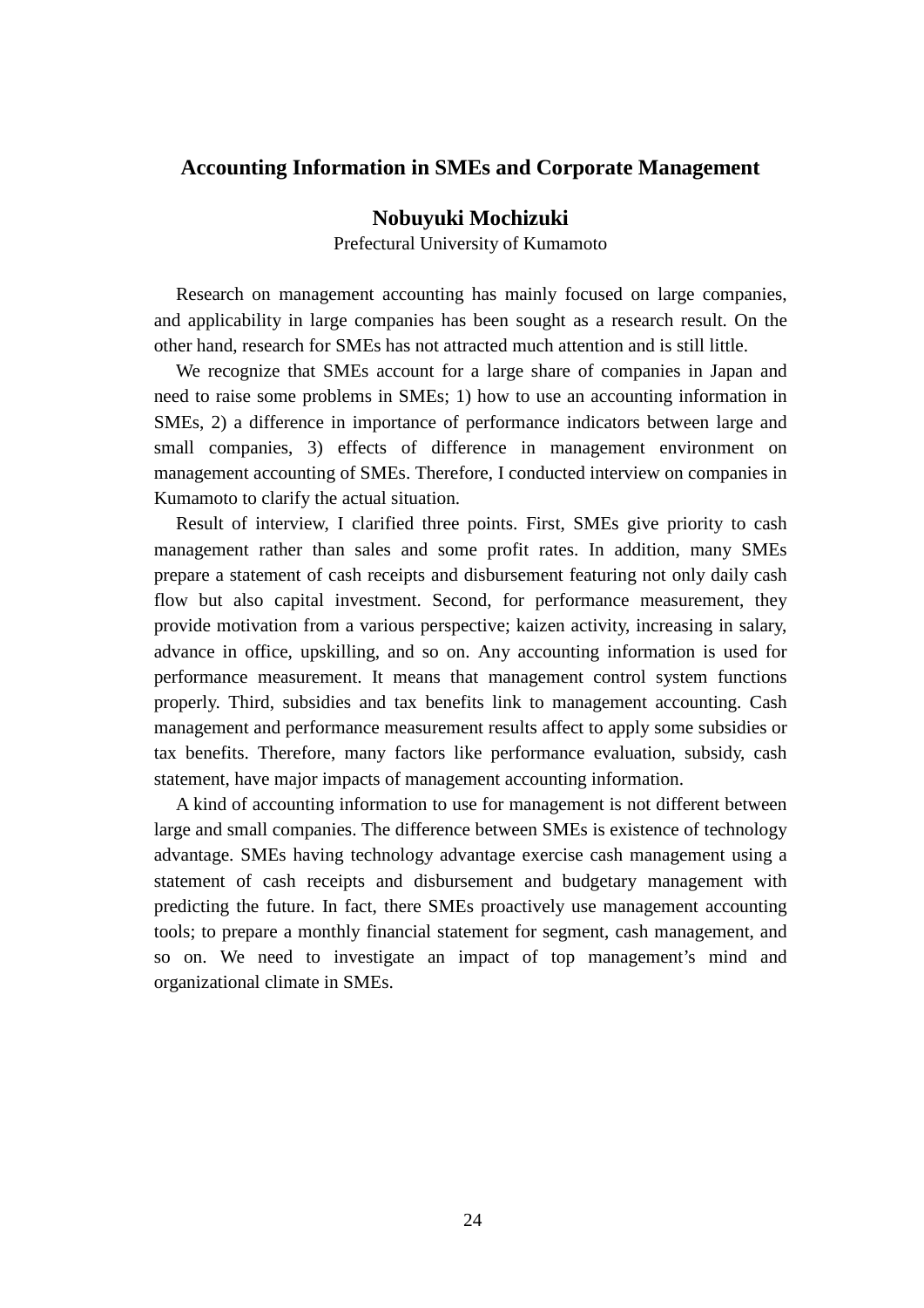## Accounting Information in SMEs and Corporate Management

**Nobuyuki Mochizuki**

Prefectural University of Kumamoto

Research on management accounting has mainly focused on large companies, and applicability in large companies has been sought as a research result. On the other hand, research for SMEs has not attracted much attention and is still little.

We recognize that SMEs account for a large share of companies in Japan and need to raise some problems in SMEs; 1) how to use an accounting information in SMEs, 2) a difference in importance of performance indicators between large and small companies, 3) effects of difference in management environment on management accounting of SMEs. Therefore, I conducted interview on companies in Kumamoto to clarify the actual situation.

Result of interview, I clarified three points. First, SMEs give priority to cash management rather than sales and some profit rates. In addition, many SMEs prepare a statement of cash receipts and disbursement featuring not only daily cash flow but also capital investment. Second, for performance measurement, they provide motivation from a various perspective; kaizen activity, increasing in salary, advance in office, upskilling, and so on. Any accounting information is used for performance measurement. It means that management control system functions properly. Third, subsidies and tax benefits link to management accounting. Cash management and performance measurement results affect to apply some subsidies or tax benefits. Therefore, many factors like performance evaluation, subsidy, cash statement, have major impacts of management accounting information.

A kind of accounting information to use for management is not different between large and small companies. The difference between SMEs is existence of technology advantage. SMEs having technology advantage exercise cash management using a statement of cash receipts and disbursement and budgetary management with predicting the future. In fact, there SMEs proactively use management accounting tools; to prepare a monthly financial statement for segment, cash management, and so on. We need to investigate an impact of top management's mind and organizational climate in SMEs.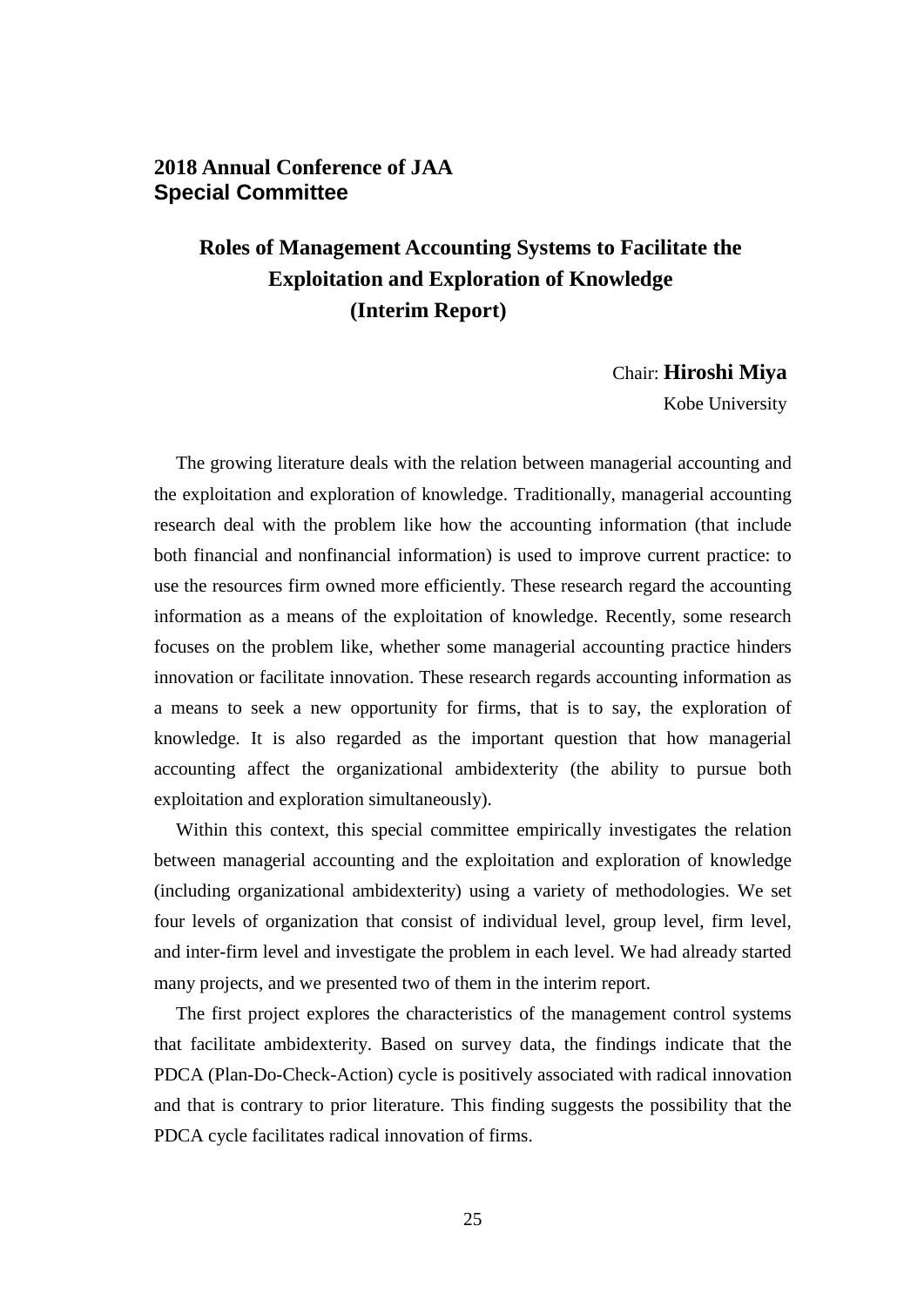**2018 Annual Conference of JAA**
**Special Committee**

# Roles of Management Accounting Systems to Facilitate the Exploitation and Exploration of Knowledge (Interim Report)

Chair: **Hiroshi Miya**
Kobe University

The growing literature deals with the relation between managerial accounting and the exploitation and exploration of knowledge. Traditionally, managerial accounting research deal with the problem like how the accounting information (that include both financial and nonfinancial information) is used to improve current practice: to use the resources firm owned more efficiently. These research regard the accounting information as a means of the exploitation of knowledge. Recently, some research focuses on the problem like, whether some managerial accounting practice hinders innovation or facilitate innovation. These research regards accounting information as a means to seek a new opportunity for firms, that is to say, the exploration of knowledge. It is also regarded as the important question that how managerial accounting affect the organizational ambidexterity (the ability to pursue both exploitation and exploration simultaneously).

Within this context, this special committee empirically investigates the relation between managerial accounting and the exploitation and exploration of knowledge (including organizational ambidexterity) using a variety of methodologies. We set four levels of organization that consist of individual level, group level, firm level, and inter-firm level and investigate the problem in each level. We had already started many projects, and we presented two of them in the interim report.

The first project explores the characteristics of the management control systems that facilitate ambidexterity. Based on survey data, the findings indicate that the PDCA (Plan-Do-Check-Action) cycle is positively associated with radical innovation and that is contrary to prior literature. This finding suggests the possibility that the PDCA cycle facilitates radical innovation of firms.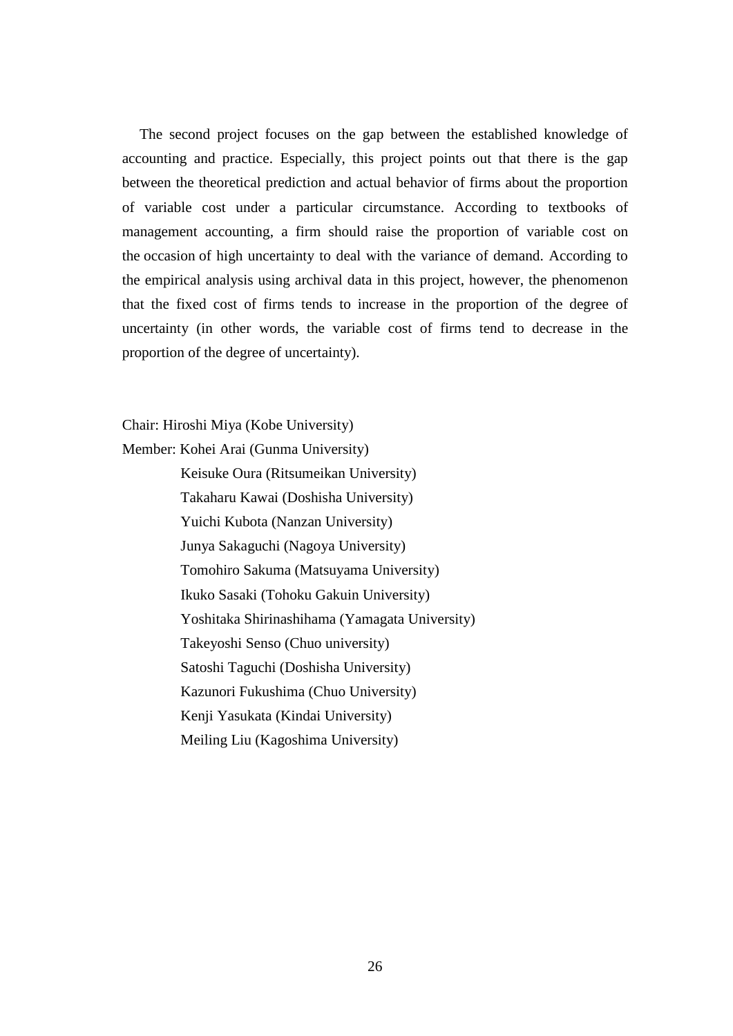The second project focuses on the gap between the established knowledge of accounting and practice. Especially, this project points out that there is the gap between the theoretical prediction and actual behavior of firms about the proportion of variable cost under a particular circumstance. According to textbooks of management accounting, a firm should raise the proportion of variable cost on the occasion of high uncertainty to deal with the variance of demand. According to the empirical analysis using archival data in this project, however, the phenomenon that the fixed cost of firms tends to increase in the proportion of the degree of uncertainty (in other words, the variable cost of firms tend to decrease in the proportion of the degree of uncertainty).

Chair: Hiroshi Miya (Kobe University)

Member: Kohei Arai (Gunma University)

Keisuke Oura (Ritsumeikan University)

Takaharu Kawai (Doshisha University)

Yuichi Kubota (Nanzan University)

Junya Sakaguchi (Nagoya University)

Tomohiro Sakuma (Matsuyama University)

Ikuko Sasaki (Tohoku Gakuin University)

Yoshitaka Shirinashihama (Yamagata University)

Takeyoshi Senso (Chuo university)

Satoshi Taguchi (Doshisha University)

Kazunori Fukushima (Chuo University)

Kenji Yasukata (Kindai University)

Meiling Liu (Kagoshima University)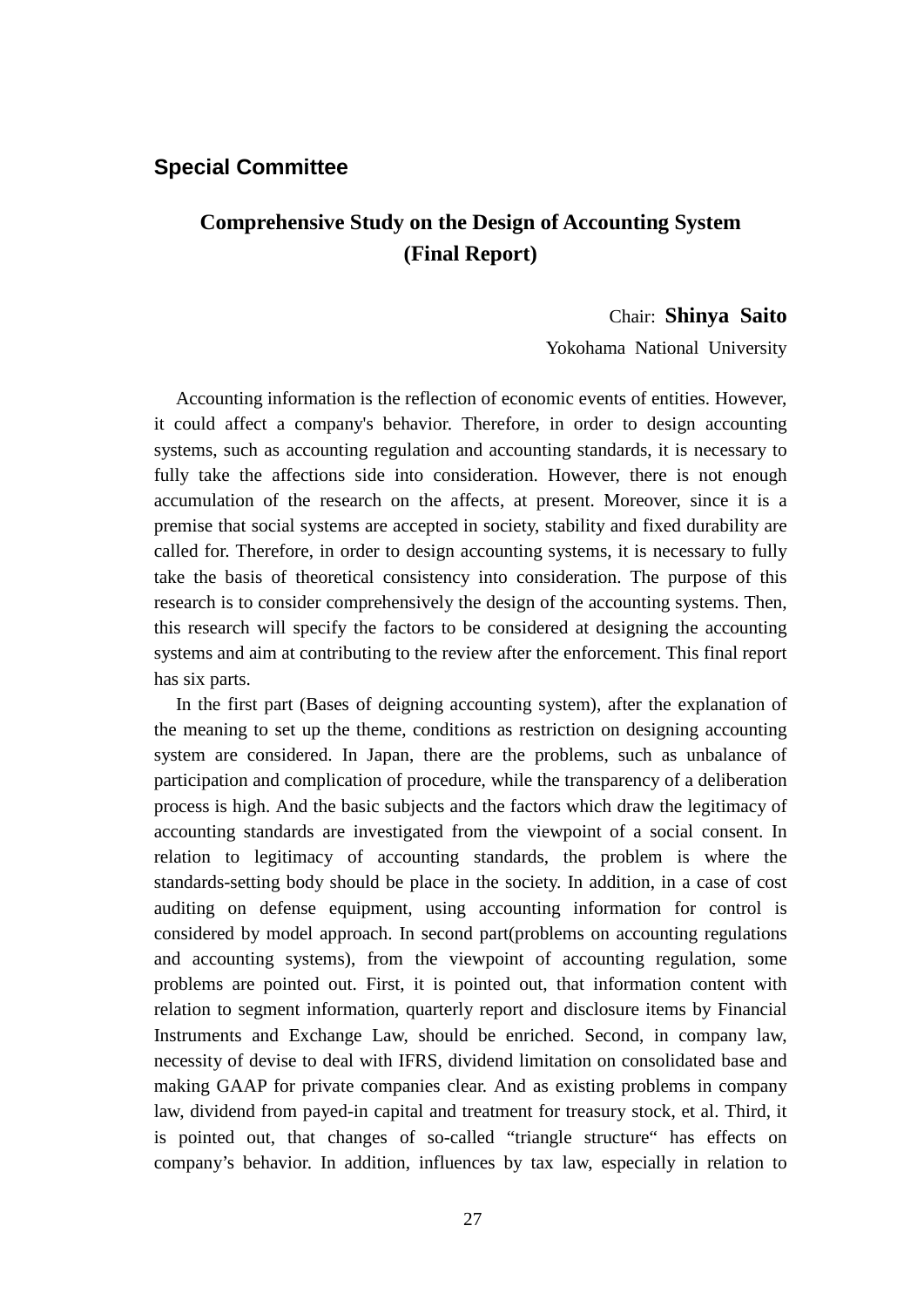## Special Committee

# Comprehensive Study on the Design of Accounting System (Final Report)

Chair: **Shinya Saito**

Yokohama National University

Accounting information is the reflection of economic events of entities. However, it could affect a company's behavior. Therefore, in order to design accounting systems, such as accounting regulation and accounting standards, it is necessary to fully take the affections side into consideration. However, there is not enough accumulation of the research on the affects, at present. Moreover, since it is a premise that social systems are accepted in society, stability and fixed durability are called for. Therefore, in order to design accounting systems, it is necessary to fully take the basis of theoretical consistency into consideration. The purpose of this research is to consider comprehensively the design of the accounting systems. Then, this research will specify the factors to be considered at designing the accounting systems and aim at contributing to the review after the enforcement. This final report has six parts.

In the first part (Bases of deigning accounting system), after the explanation of the meaning to set up the theme, conditions as restriction on designing accounting system are considered. In Japan, there are the problems, such as unbalance of participation and complication of procedure, while the transparency of a deliberation process is high. And the basic subjects and the factors which draw the legitimacy of accounting standards are investigated from the viewpoint of a social consent. In relation to legitimacy of accounting standards, the problem is where the standards-setting body should be place in the society. In addition, in a case of cost auditing on defense equipment, using accounting information for control is considered by model approach. In second part(problems on accounting regulations and accounting systems), from the viewpoint of accounting regulation, some problems are pointed out. First, it is pointed out, that information content with relation to segment information, quarterly report and disclosure items by Financial Instruments and Exchange Law, should be enriched. Second, in company law, necessity of devise to deal with IFRS, dividend limitation on consolidated base and making GAAP for private companies clear. And as existing problems in company law, dividend from payed-in capital and treatment for treasury stock, et al. Third, it is pointed out, that changes of so-called "triangle structure" has effects on company's behavior. In addition, influences by tax law, especially in relation to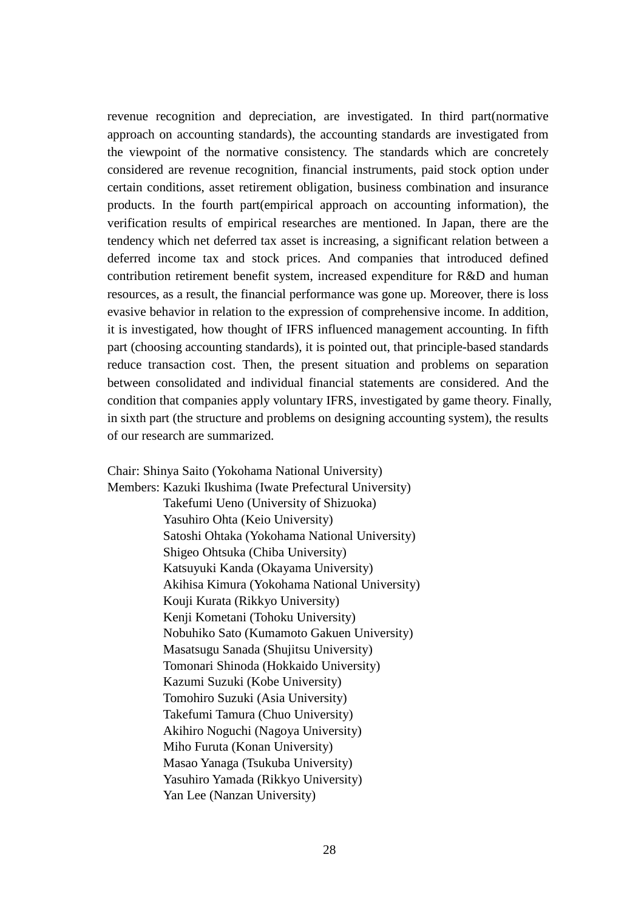revenue recognition and depreciation, are investigated. In third part(normative approach on accounting standards), the accounting standards are investigated from the viewpoint of the normative consistency. The standards which are concretely considered are revenue recognition, financial instruments, paid stock option under certain conditions, asset retirement obligation, business combination and insurance products. In the fourth part(empirical approach on accounting information), the verification results of empirical researches are mentioned. In Japan, there are the tendency which net deferred tax asset is increasing, a significant relation between a deferred income tax and stock prices. And companies that introduced defined contribution retirement benefit system, increased expenditure for R&D and human resources, as a result, the financial performance was gone up. Moreover, there is loss evasive behavior in relation to the expression of comprehensive income. In addition, it is investigated, how thought of IFRS influenced management accounting. In fifth part (choosing accounting standards), it is pointed out, that principle-based standards reduce transaction cost. Then, the present situation and problems on separation between consolidated and individual financial statements are considered. And the condition that companies apply voluntary IFRS, investigated by game theory. Finally, in sixth part (the structure and problems on designing accounting system), the results of our research are summarized.

Chair: Shinya Saito (Yokohama National University)
Members: Kazuki Ikushima (Iwate Prefectural University)
Takefumi Ueno (University of Shizuoka)
Yasuhiro Ohta (Keio University)
Satoshi Ohtaka (Yokohama National University)
Shigeo Ohtsuka (Chiba University)
Katsuyuki Kanda (Okayama University)
Akihisa Kimura (Yokohama National University)
Kouji Kurata (Rikkyo University)
Kenji Kometani (Tohoku University)
Nobuhiko Sato (Kumamoto Gakuen University)
Masatsugu Sanada (Shujitsu University)
Tomonari Shinoda (Hokkaido University)
Kazumi Suzuki (Kobe University)
Tomohiro Suzuki (Asia University)
Takefumi Tamura (Chuo University)
Akihiro Noguchi (Nagoya University)
Miho Furuta (Konan University)
Masao Yanaga (Tsukuba University)
Yasuhiro Yamada (Rikkyo University)
Yan Lee (Nanzan University)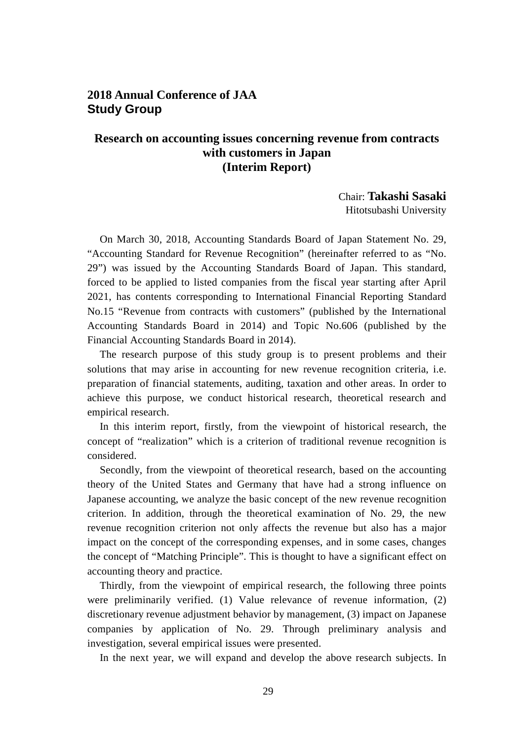## 2018 Annual Conference of JAA
## Study Group

# Research on accounting issues concerning revenue from contracts with customers in Japan (Interim Report)

Chair: **Takashi Sasaki**
Hitotsubashi University

On March 30, 2018, Accounting Standards Board of Japan Statement No. 29, “Accounting Standard for Revenue Recognition” (hereinafter referred to as “No. 29”) was issued by the Accounting Standards Board of Japan. This standard, forced to be applied to listed companies from the fiscal year starting after April 2021, has contents corresponding to International Financial Reporting Standard No.15 “Revenue from contracts with customers” (published by the International Accounting Standards Board in 2014) and Topic No.606 (published by the Financial Accounting Standards Board in 2014).

The research purpose of this study group is to present problems and their solutions that may arise in accounting for new revenue recognition criteria, i.e. preparation of financial statements, auditing, taxation and other areas. In order to achieve this purpose, we conduct historical research, theoretical research and empirical research.

In this interim report, firstly, from the viewpoint of historical research, the concept of “realization” which is a criterion of traditional revenue recognition is considered.

Secondly, from the viewpoint of theoretical research, based on the accounting theory of the United States and Germany that have had a strong influence on Japanese accounting, we analyze the basic concept of the new revenue recognition criterion. In addition, through the theoretical examination of No. 29, the new revenue recognition criterion not only affects the revenue but also has a major impact on the concept of the corresponding expenses, and in some cases, changes the concept of “Matching Principle”. This is thought to have a significant effect on accounting theory and practice.

Thirdly, from the viewpoint of empirical research, the following three points were preliminarily verified. (1) Value relevance of revenue information, (2) discretionary revenue adjustment behavior by management, (3) impact on Japanese companies by application of No. 29. Through preliminary analysis and investigation, several empirical issues were presented.

In the next year, we will expand and develop the above research subjects. In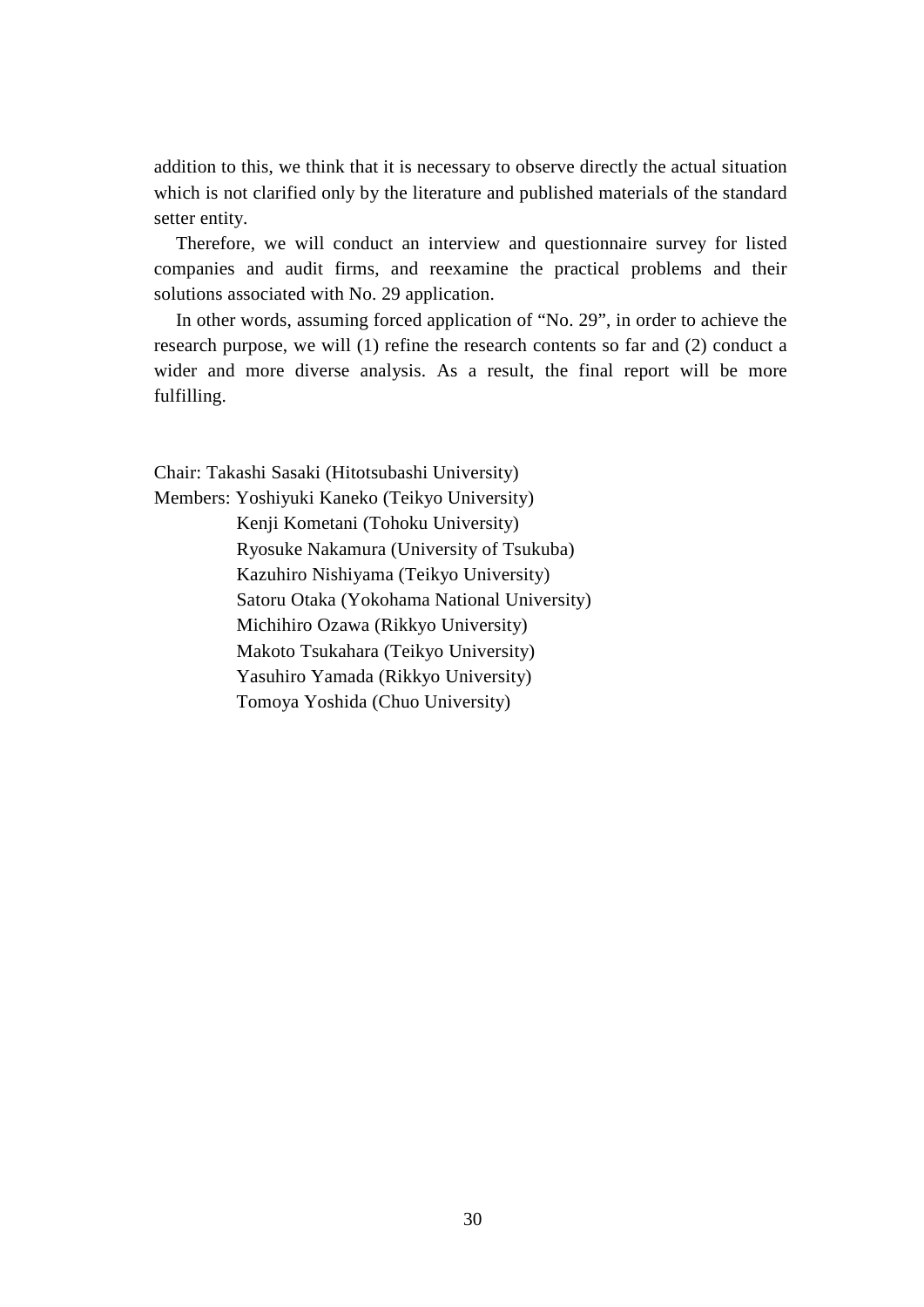addition to this, we think that it is necessary to observe directly the actual situation which is not clarified only by the literature and published materials of the standard setter entity.

Therefore, we will conduct an interview and questionnaire survey for listed companies and audit firms, and reexamine the practical problems and their solutions associated with No. 29 application.

In other words, assuming forced application of “No. 29”, in order to achieve the research purpose, we will (1) refine the research contents so far and (2) conduct a wider and more diverse analysis. As a result, the final report will be more fulfilling.

Chair: Takashi Sasaki (Hitotsubashi University)
Members: Yoshiyuki Kaneko (Teikyo University)
Kenji Kometani (Tohoku University)
Ryosuke Nakamura (University of Tsukuba)
Kazuhiro Nishiyama (Teikyo University)
Satoru Otaka (Yokohama National University)
Michihiro Ozawa (Rikkyo University)
Makoto Tsukahara (Teikyo University)
Yasuhiro Yamada (Rikkyo University)
Tomoya Yoshida (Chuo University)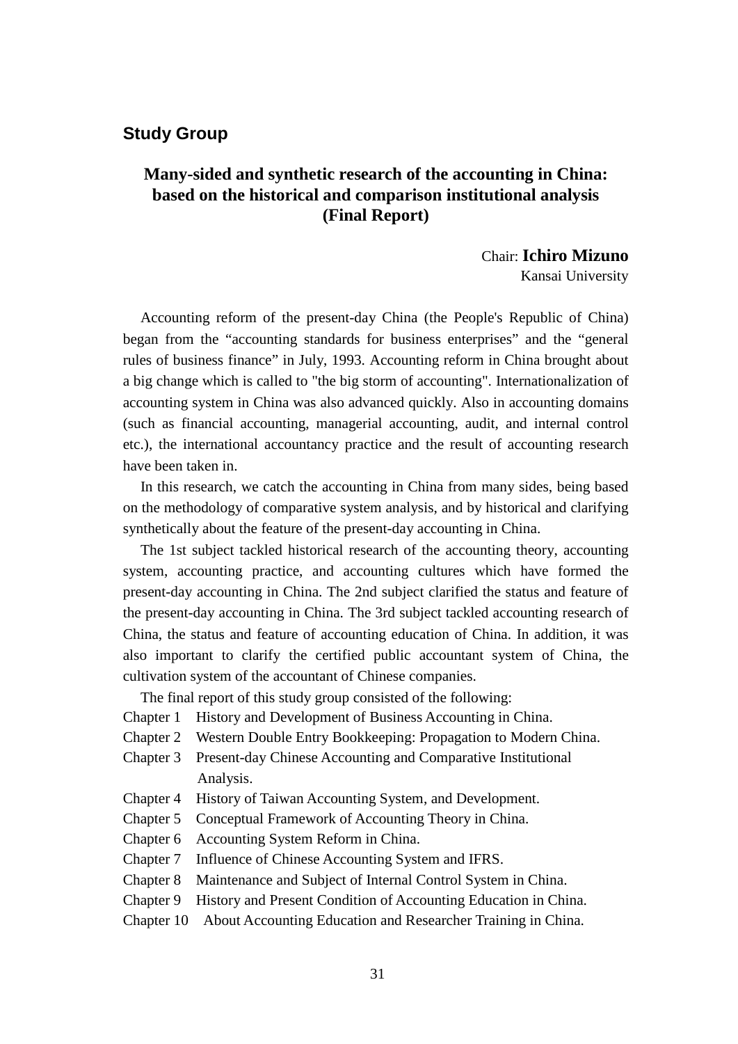## Study Group

# Many-sided and synthetic research of the accounting in China: based on the historical and comparison institutional analysis (Final Report)

Chair: **Ichiro Mizuno**
Kansai University

Accounting reform of the present-day China (the People's Republic of China) began from the "accounting standards for business enterprises" and the "general rules of business finance" in July, 1993. Accounting reform in China brought about a big change which is called to "the big storm of accounting". Internationalization of accounting system in China was also advanced quickly. Also in accounting domains (such as financial accounting, managerial accounting, audit, and internal control etc.), the international accountancy practice and the result of accounting research have been taken in.

In this research, we catch the accounting in China from many sides, being based on the methodology of comparative system analysis, and by historical and clarifying synthetically about the feature of the present-day accounting in China.

The 1st subject tackled historical research of the accounting theory, accounting system, accounting practice, and accounting cultures which have formed the present-day accounting in China. The 2nd subject clarified the status and feature of the present-day accounting in China. The 3rd subject tackled accounting research of China, the status and feature of accounting education of China. In addition, it was also important to clarify the certified public accountant system of China, the cultivation system of the accountant of Chinese companies.

The final report of this study group consisted of the following:

Chapter 1 History and Development of Business Accounting in China.
Chapter 2 Western Double Entry Bookkeeping: Propagation to Modern China.
Chapter 3 Present-day Chinese Accounting and Comparative Institutional Analysis.
Chapter 4 History of Taiwan Accounting System, and Development.
Chapter 5 Conceptual Framework of Accounting Theory in China.
Chapter 6 Accounting System Reform in China.
Chapter 7 Influence of Chinese Accounting System and IFRS.
Chapter 8 Maintenance and Subject of Internal Control System in China.
Chapter 9 History and Present Condition of Accounting Education in China.
Chapter 10 About Accounting Education and Researcher Training in China.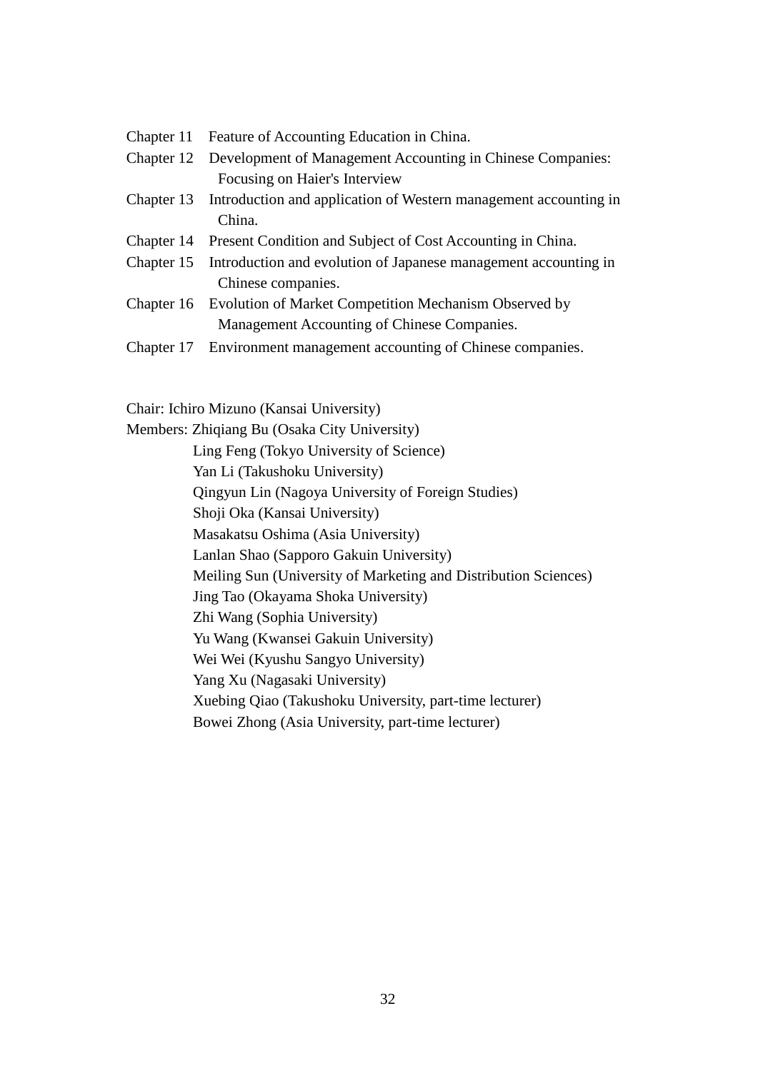Chapter 11 Feature of Accounting Education in China.

Chapter 12 Development of Management Accounting in Chinese Companies: Focusing on Haier's Interview

Chapter 13 Introduction and application of Western management accounting in China.

Chapter 14 Present Condition and Subject of Cost Accounting in China.

Chapter 15 Introduction and evolution of Japanese management accounting in Chinese companies.

Chapter 16 Evolution of Market Competition Mechanism Observed by Management Accounting of Chinese Companies.

Chapter 17 Environment management accounting of Chinese companies.

Chair: Ichiro Mizuno (Kansai University)

Members: Zhiqiang Bu (Osaka City University)
Ling Feng (Tokyo University of Science)
Yan Li (Takushoku University)
Qingyun Lin (Nagoya University of Foreign Studies)
Shoji Oka (Kansai University)
Masakatsu Oshima (Asia University)
Lanlan Shao (Sapporo Gakuin University)
Meiling Sun (University of Marketing and Distribution Sciences)
Jing Tao (Okayama Shoka University)
Zhi Wang (Sophia University)
Yu Wang (Kwansei Gakuin University)
Wei Wei (Kyushu Sangyo University)
Yang Xu (Nagasaki University)
Xuebing Qiao (Takushoku University, part-time lecturer)
Bowei Zhong (Asia University, part-time lecturer)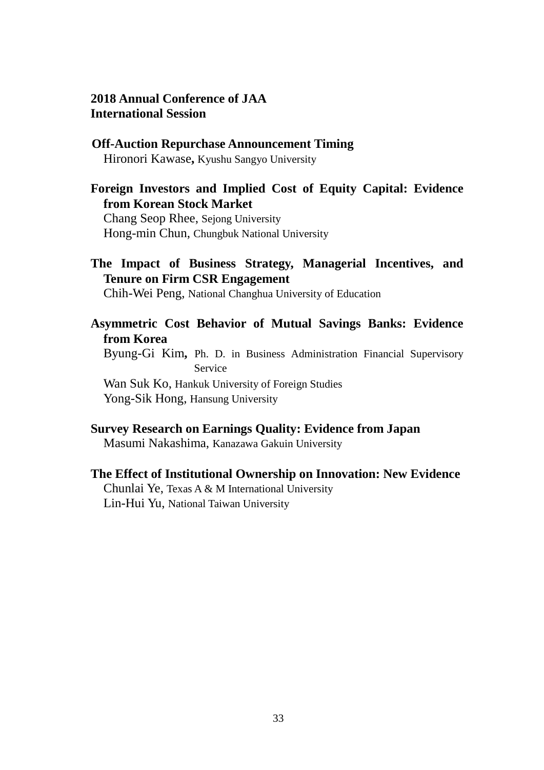**2018 Annual Conference of JAA**
**International Session**

**Off-Auction Repurchase Announcement Timing**
Hironori Kawase**,** Kyushu Sangyo University

**Foreign Investors and Implied Cost of Equity Capital: Evidence from Korean Stock Market**
Chang Seop Rhee, Sejong University
Hong-min Chun, Chungbuk National University

**The Impact of Business Strategy, Managerial Incentives, and Tenure on Firm CSR Engagement**
Chih-Wei Peng, National Changhua University of Education

**Asymmetric Cost Behavior of Mutual Savings Banks: Evidence from Korea**
Byung-Gi Kim**,** Ph. D. in Business Administration Financial Supervisory Service
Wan Suk Ko, Hankuk University of Foreign Studies
Yong-Sik Hong, Hansung University

**Survey Research on Earnings Quality: Evidence from Japan**
Masumi Nakashima, Kanazawa Gakuin University

**The Effect of Institutional Ownership on Innovation: New Evidence**
Chunlai Ye, Texas A & M International University
Lin-Hui Yu, National Taiwan University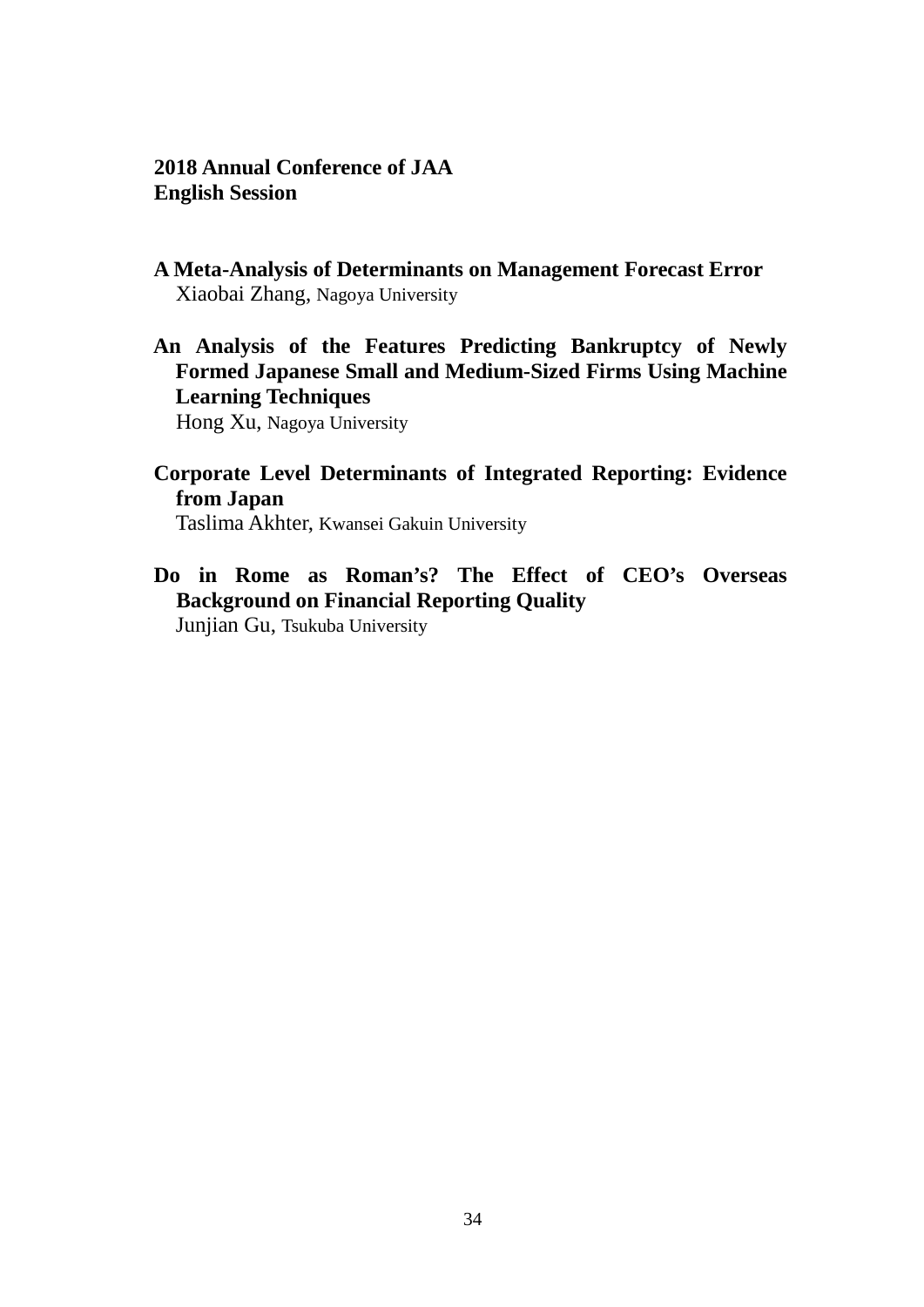**2018 Annual Conference of JAA**
**English Session**

**A Meta-Analysis of Determinants on Management Forecast Error**
Xiaobai Zhang, Nagoya University

**An Analysis of the Features Predicting Bankruptcy of Newly Formed Japanese Small and Medium-Sized Firms Using Machine Learning Techniques**
Hong Xu, Nagoya University

**Corporate Level Determinants of Integrated Reporting: Evidence from Japan**
Taslima Akhter, Kwansei Gakuin University

**Do in Rome as Roman's? The Effect of CEO's Overseas Background on Financial Reporting Quality**
Junjian Gu, Tsukuba University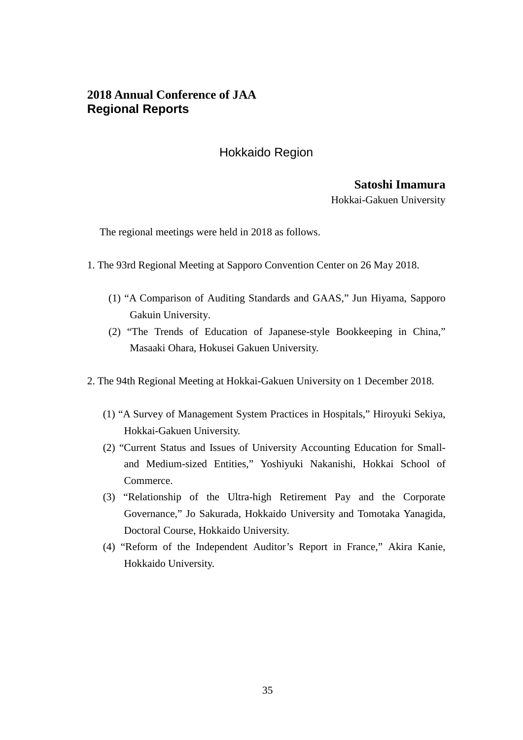# 2018 Annual Conference of JAA
# Regional Reports

## Hokkaido Region

**Satoshi Imamura**
Hokkai-Gakuen University

The regional meetings were held in 2018 as follows.

1. The 93rd Regional Meeting at Sapporo Convention Center on 26 May 2018.

   (1) "A Comparison of Auditing Standards and GAAS," Jun Hiyama, Sapporo Gakuin University.
   (2) "The Trends of Education of Japanese-style Bookkeeping in China," Masaaki Ohara, Hokusei Gakuen University.

2. The 94th Regional Meeting at Hokkai-Gakuen University on 1 December 2018.

   (1) "A Survey of Management System Practices in Hospitals," Hiroyuki Sekiya, Hokkai-Gakuen University.
   (2) "Current Status and Issues of University Accounting Education for Small- and Medium-sized Entities," Yoshiyuki Nakanishi, Hokkai School of Commerce.
   (3) "Relationship of the Ultra-high Retirement Pay and the Corporate Governance," Jo Sakurada, Hokkaido University and Tomotaka Yanagida, Doctoral Course, Hokkaido University.
   (4) "Reform of the Independent Auditor's Report in France," Akira Kanie, Hokkaido University.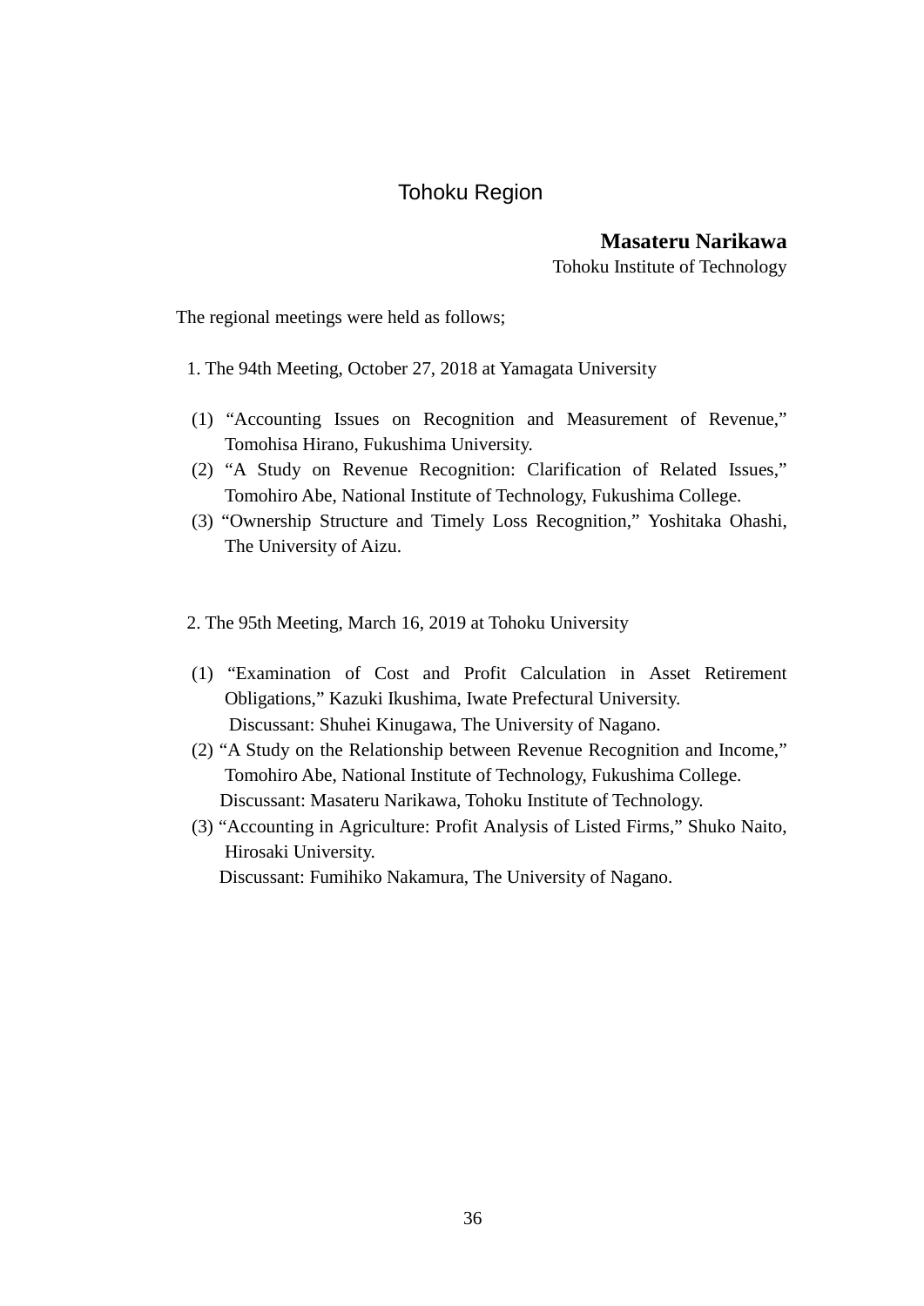# Tohoku Region

**Masateru Narikawa**
Tohoku Institute of Technology

The regional meetings were held as follows;

1. The 94th Meeting, October 27, 2018 at Yamagata University

(1) "Accounting Issues on Recognition and Measurement of Revenue," Tomohisa Hirano, Fukushima University.
(2) "A Study on Revenue Recognition: Clarification of Related Issues," Tomohiro Abe, National Institute of Technology, Fukushima College.
(3) "Ownership Structure and Timely Loss Recognition," Yoshitaka Ohashi, The University of Aizu.

2. The 95th Meeting, March 16, 2019 at Tohoku University

(1) "Examination of Cost and Profit Calculation in Asset Retirement Obligations," Kazuki Ikushima, Iwate Prefectural University.
Discussant: Shuhei Kinugawa, The University of Nagano.
(2) "A Study on the Relationship between Revenue Recognition and Income," Tomohiro Abe, National Institute of Technology, Fukushima College.
Discussant: Masateru Narikawa, Tohoku Institute of Technology.
(3) "Accounting in Agriculture: Profit Analysis of Listed Firms," Shuko Naito, Hirosaki University.
Discussant: Fumihiko Nakamura, The University of Nagano.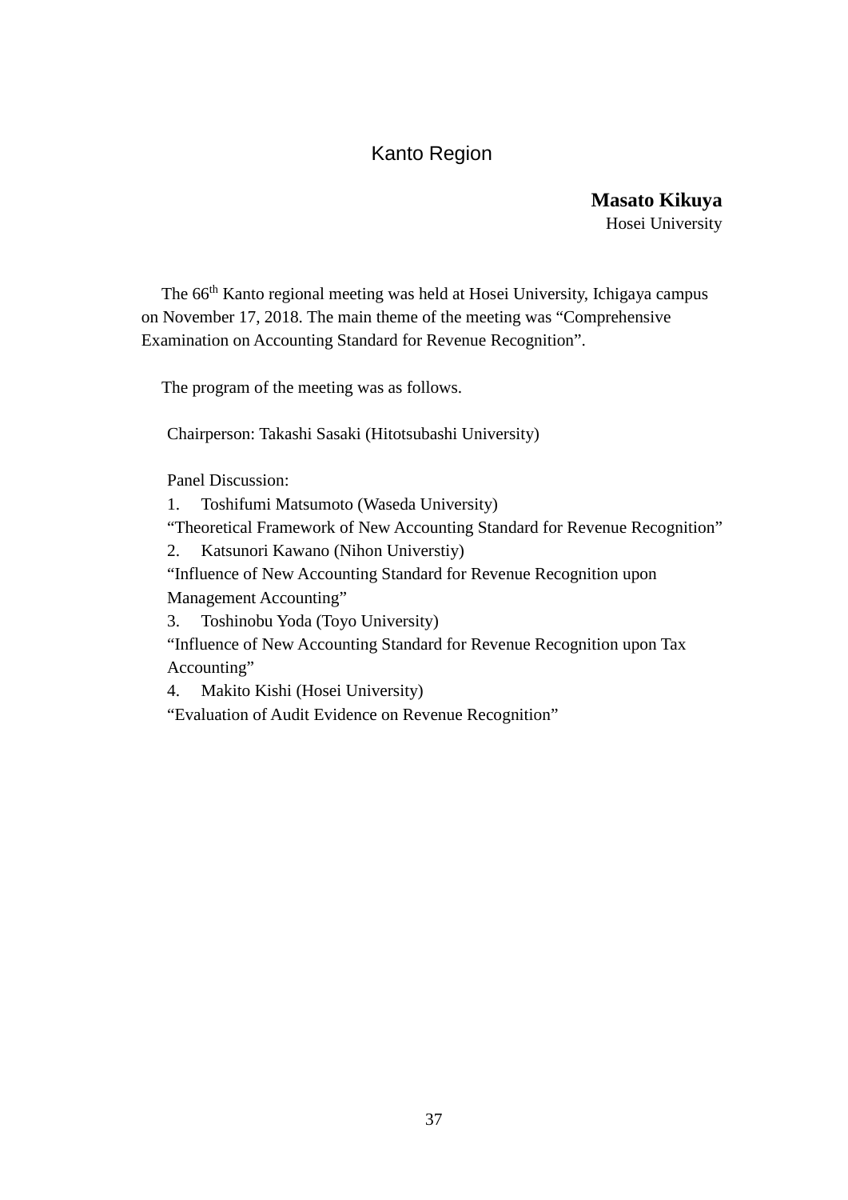# Kanto Region

**Masato Kikuya**
Hosei University

The 66th Kanto regional meeting was held at Hosei University, Ichigaya campus on November 17, 2018. The main theme of the meeting was "Comprehensive Examination on Accounting Standard for Revenue Recognition".

The program of the meeting was as follows.

Chairperson: Takashi Sasaki (Hitotsubashi University)

Panel Discussion:

1. Toshifumi Matsumoto (Waseda University)
   "Theoretical Framework of New Accounting Standard for Revenue Recognition"
2. Katsunori Kawano (Nihon Universtiy)
   "Influence of New Accounting Standard for Revenue Recognition upon Management Accounting"
3. Toshinobu Yoda (Toyo University)
   "Influence of New Accounting Standard for Revenue Recognition upon Tax Accounting"
4. Makito Kishi (Hosei University)
   "Evaluation of Audit Evidence on Revenue Recognition"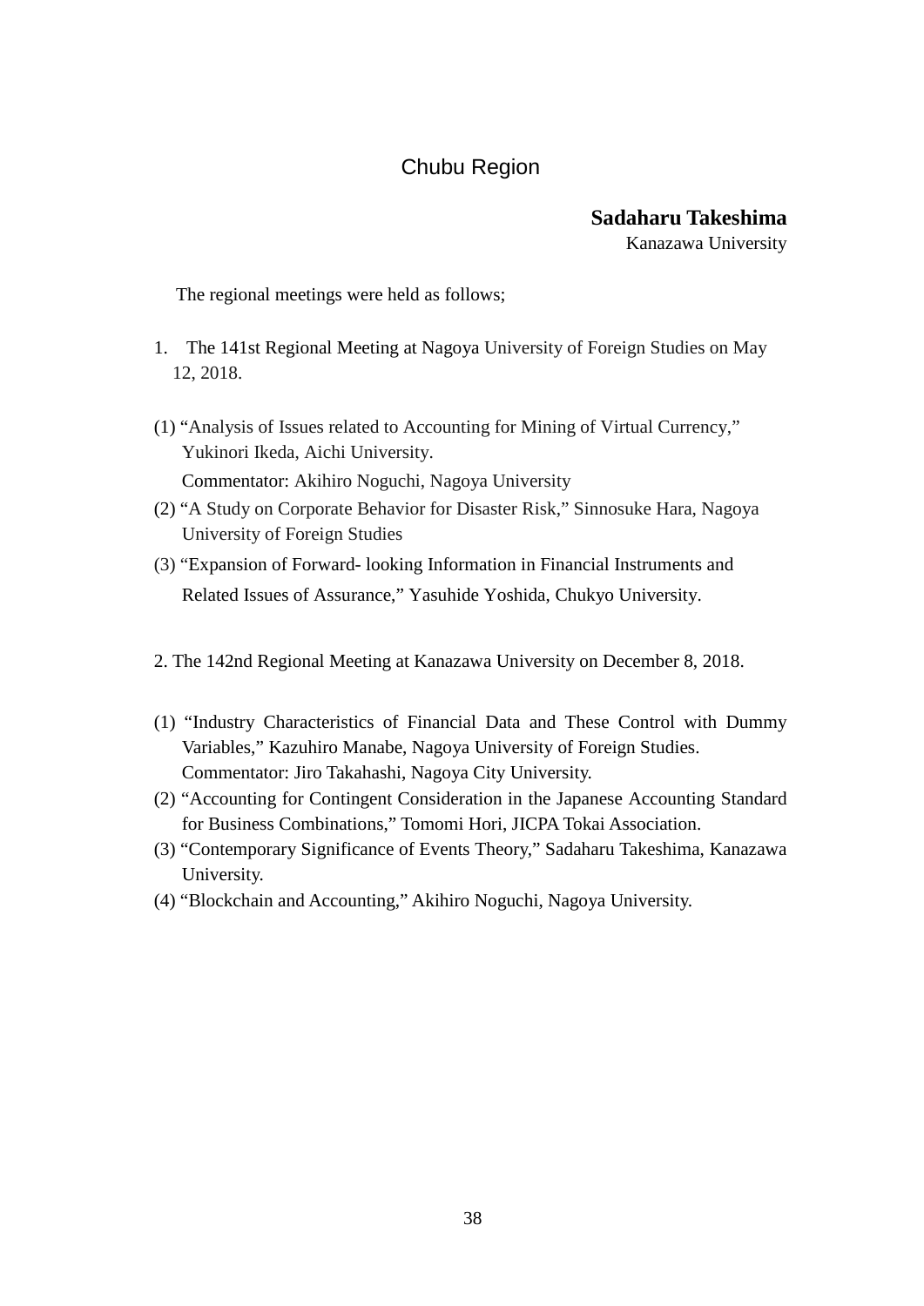# Chubu Region

**Sadaharu Takeshima**
Kanazawa University

The regional meetings were held as follows;

1. The 141st Regional Meeting at Nagoya University of Foreign Studies on May 12, 2018.

(1) "Analysis of Issues related to Accounting for Mining of Virtual Currency," Yukinori Ikeda, Aichi University.
Commentator: Akihiro Noguchi, Nagoya University
(2) "A Study on Corporate Behavior for Disaster Risk," Sinnosuke Hara, Nagoya University of Foreign Studies
(3) "Expansion of Forward- looking Information in Financial Instruments and Related Issues of Assurance," Yasuhide Yoshida, Chukyo University.

2. The 142nd Regional Meeting at Kanazawa University on December 8, 2018.

(1) "Industry Characteristics of Financial Data and These Control with Dummy Variables," Kazuhiro Manabe, Nagoya University of Foreign Studies.
Commentator: Jiro Takahashi, Nagoya City University.
(2) "Accounting for Contingent Consideration in the Japanese Accounting Standard for Business Combinations," Tomomi Hori, JICPA Tokai Association.
(3) "Contemporary Significance of Events Theory," Sadaharu Takeshima, Kanazawa University.
(4) "Blockchain and Accounting," Akihiro Noguchi, Nagoya University.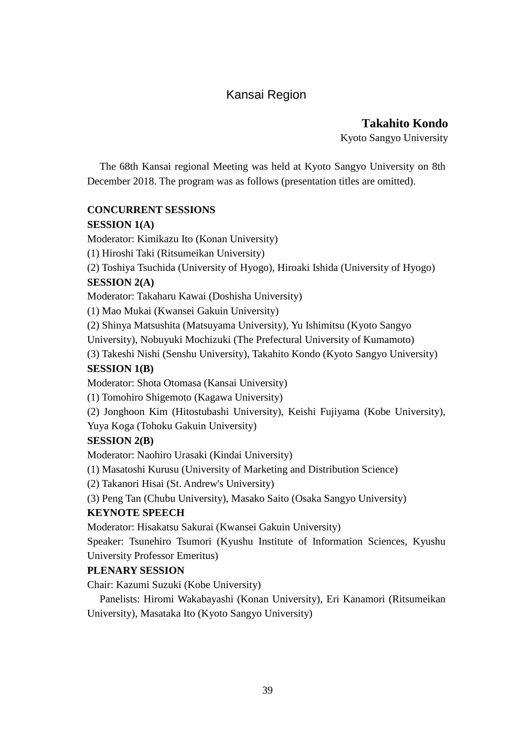# Kansai Region

**Takahito Kondo**

Kyoto Sangyo University

The 68th Kansai regional Meeting was held at Kyoto Sangyo University on 8th December 2018. The program was as follows (presentation titles are omitted).

**CONCURRENT SESSIONS**

**SESSION 1(A)**

Moderator: Kimikazu Ito (Konan University)

(1) Hiroshi Taki (Ritsumeikan University)

(2) Toshiya Tsuchida (University of Hyogo), Hiroaki Ishida (University of Hyogo)

**SESSION 2(A)**

Moderator: Takaharu Kawai (Doshisha University)

(1) Mao Mukai (Kwansei Gakuin University)

(2) Shinya Matsushita (Matsuyama University), Yu Ishimitsu (Kyoto Sangyo University), Nobuyuki Mochizuki (The Prefectural University of Kumamoto)

(3) Takeshi Nishi (Senshu University), Takahito Kondo (Kyoto Sangyo University)

**SESSION 1(B)**

Moderator: Shota Otomasa (Kansai University)

(1) Tomohiro Shigemoto (Kagawa University)

(2) Jonghoon Kim (Hitostubashi University), Keishi Fujiyama (Kobe University), Yuya Koga (Tohoku Gakuin University)

**SESSION 2(B)**

Moderator: Naohiro Urasaki (Kindai University)

(1) Masatoshi Kurusu (University of Marketing and Distribution Science)

(2) Takanori Hisai (St. Andrew's University)

(3) Peng Tan (Chubu University), Masako Saito (Osaka Sangyo University)

**KEYNOTE SPEECH**

Moderator: Hisakatsu Sakurai (Kwansei Gakuin University)

Speaker: Tsunehiro Tsumori (Kyushu Institute of Information Sciences, Kyushu University Professor Emeritus)

**PLENARY SESSION**

Chair: Kazumi Suzuki (Kobe University)

Panelists: Hiromi Wakabayashi (Konan University), Eri Kanamori (Ritsumeikan University), Masataka Ito (Kyoto Sangyo University)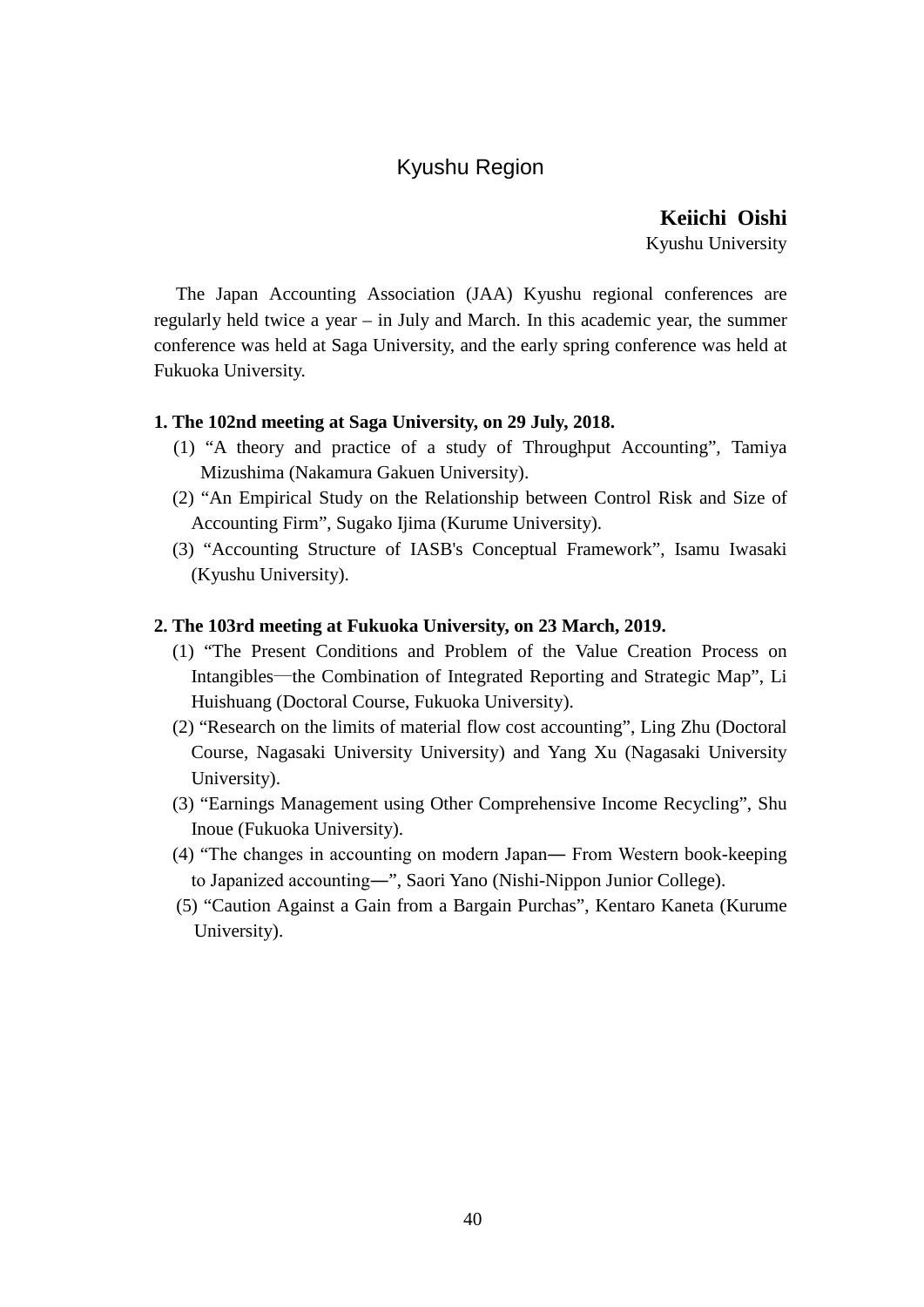## Kyushu Region

**Keiichi Oishi**
Kyushu University

The Japan Accounting Association (JAA) Kyushu regional conferences are regularly held twice a year – in July and March. In this academic year, the summer conference was held at Saga University, and the early spring conference was held at Fukuoka University.

**1. The 102nd meeting at Saga University, on 29 July, 2018.**

(1) “A theory and practice of a study of Throughput Accounting”, Tamiya Mizushima (Nakamura Gakuen University).

(2) “An Empirical Study on the Relationship between Control Risk and Size of Accounting Firm”, Sugako Ijima (Kurume University).

(3) “Accounting Structure of IASB's Conceptual Framework”, Isamu Iwasaki (Kyushu University).

**2. The 103rd meeting at Fukuoka University, on 23 March, 2019.**

(1) “The Present Conditions and Problem of the Value Creation Process on Intangibles—the Combination of Integrated Reporting and Strategic Map”, Li Huishuang (Doctoral Course, Fukuoka University).

(2) “Research on the limits of material flow cost accounting”, Ling Zhu (Doctoral Course, Nagasaki University University) and Yang Xu (Nagasaki University University).

(3) “Earnings Management using Other Comprehensive Income Recycling”, Shu Inoue (Fukuoka University).

(4) “The changes in accounting on modern Japan― From Western book-keeping to Japanized accounting―”, Saori Yano (Nishi-Nippon Junior College).

(5) “Caution Against a Gain from a Bargain Purchas”, Kentaro Kaneta (Kurume University).